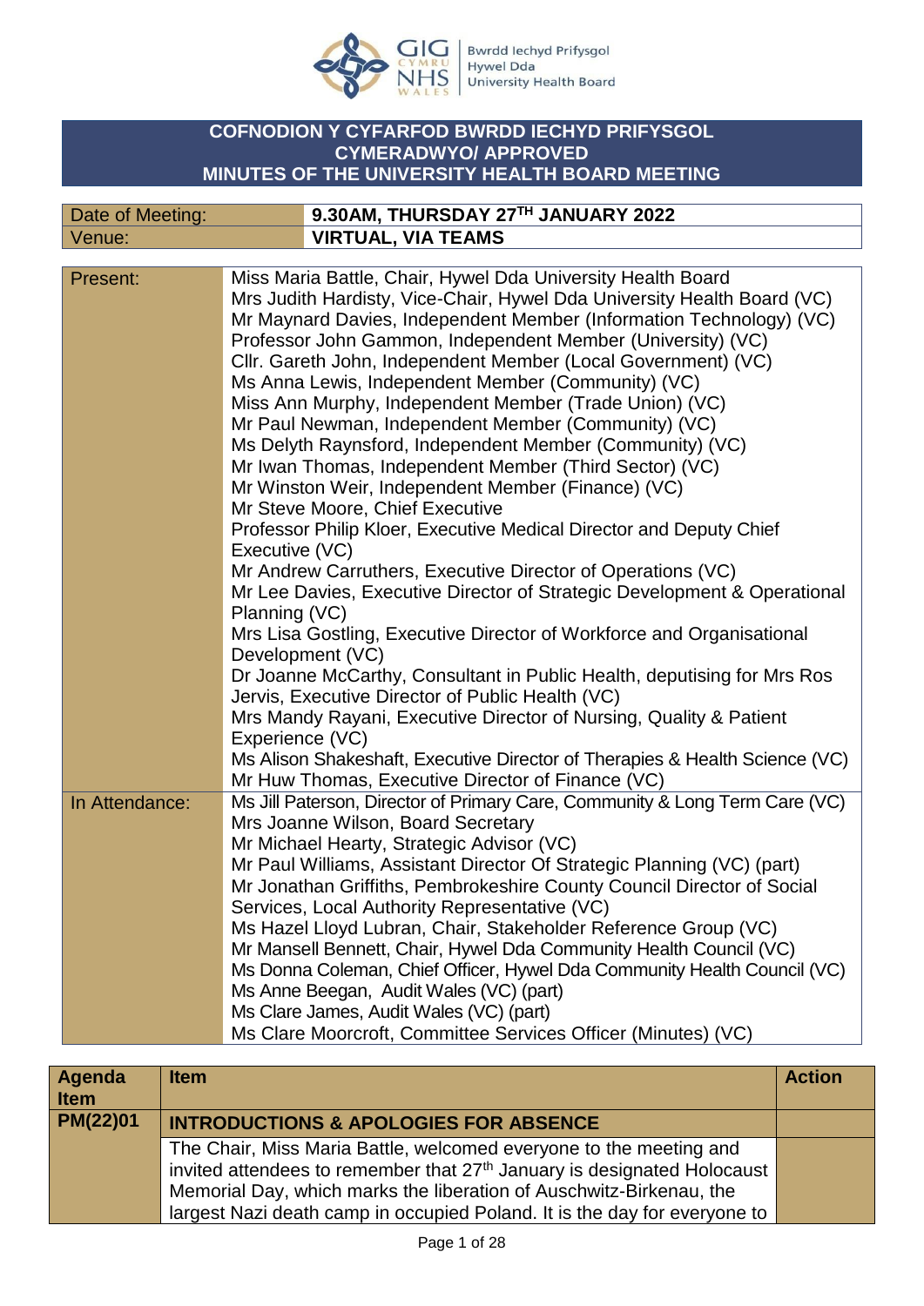# COFNODION Y CYFARFOD BWRDD IECHYD PRIFYSGOL
# CYMERADWYO/ APPROVED
# MINUTES OF THE UNIVERSITY HEALTH BOARD MEETING

| Date of Meeting: | 9.30AM, THURSDAY 27TH JANUARY 2022 |
|---|---|
| Venue: | VIRTUAL, VIA TEAMS |

| | |
|---|---|
| Present: | Miss Maria Battle, Chair, Hywel Dda University Health Board<br>Mrs Judith Hardisty, Vice-Chair, Hywel Dda University Health Board (VC)<br>Mr Maynard Davies, Independent Member (Information Technology) (VC)<br>Professor John Gammon, Independent Member (University) (VC)<br>Cllr. Gareth John, Independent Member (Local Government) (VC)<br>Ms Anna Lewis, Independent Member (Community) (VC)<br>Miss Ann Murphy, Independent Member (Trade Union) (VC)<br>Mr Paul Newman, Independent Member (Community) (VC)<br>Ms Delyth Raynsford, Independent Member (Community) (VC)<br>Mr Iwan Thomas, Independent Member (Third Sector) (VC)<br>Mr Winston Weir, Independent Member (Finance) (VC)<br>Mr Steve Moore, Chief Executive<br>Professor Philip Kloer, Executive Medical Director and Deputy Chief Executive (VC)<br>Mr Andrew Carruthers, Executive Director of Operations (VC)<br>Mr Lee Davies, Executive Director of Strategic Development & Operational Planning (VC)<br>Mrs Lisa Gostling, Executive Director of Workforce and Organisational Development (VC)<br>Dr Joanne McCarthy, Consultant in Public Health, deputising for Mrs Ros Jervis, Executive Director of Public Health (VC)<br>Mrs Mandy Rayani, Executive Director of Nursing, Quality & Patient Experience (VC)<br>Ms Alison Shakeshaft, Executive Director of Therapies & Health Science (VC)<br>Mr Huw Thomas, Executive Director of Finance (VC) |
| In Attendance: | Ms Jill Paterson, Director of Primary Care, Community & Long Term Care (VC)<br>Mrs Joanne Wilson, Board Secretary<br>Mr Michael Hearty, Strategic Advisor (VC)<br>Mr Paul Williams, Assistant Director Of Strategic Planning (VC) (part)<br>Mr Jonathan Griffiths, Pembrokeshire County Council Director of Social Services, Local Authority Representative (VC)<br>Ms Hazel Lloyd Lubran, Chair, Stakeholder Reference Group (VC)<br>Mr Mansell Bennett, Chair, Hywel Dda Community Health Council (VC)<br>Ms Donna Coleman, Chief Officer, Hywel Dda Community Health Council (VC)<br>Ms Anne Beegan, Audit Wales (VC) (part)<br>Ms Clare James, Audit Wales (VC) (part)<br>Ms Clare Moorcroft, Committee Services Officer (Minutes) (VC) |

| Agenda Item | Item | Action |
|---|---|---|
| PM(22)01 | **INTRODUCTIONS & APOLOGIES FOR ABSENCE** | |
| | The Chair, Miss Maria Battle, welcomed everyone to the meeting and invited attendees to remember that 27th January is designated Holocaust Memorial Day, which marks the liberation of Auschwitz-Birkenau, the largest Nazi death camp in occupied Poland. It is the day for everyone to | |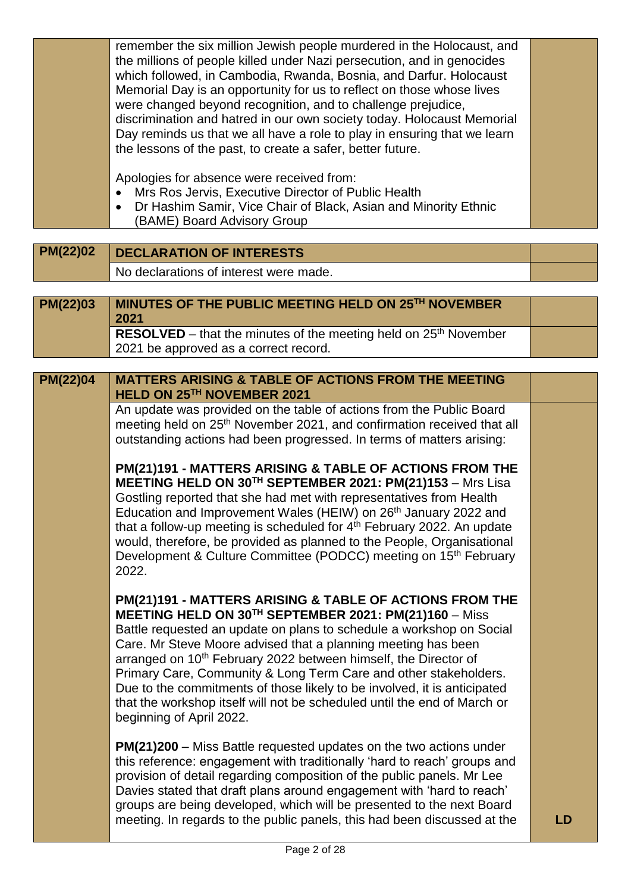| | | |
|---|---|---|
| | remember the six million Jewish people murdered in the Holocaust, and the millions of people killed under Nazi persecution, and in genocides which followed, in Cambodia, Rwanda, Bosnia, and Darfur. Holocaust Memorial Day is an opportunity for us to reflect on those whose lives were changed beyond recognition, and to challenge prejudice, discrimination and hatred in our own society today. Holocaust Memorial Day reminds us that we all have a role to play in ensuring that we learn the lessons of the past, to create a safer, better future.<br><br>Apologies for absence were received from:<br>• Mrs Ros Jervis, Executive Director of Public Health<br>• Dr Hashim Samir, Vice Chair of Black, Asian and Minority Ethnic (BAME) Board Advisory Group | |

| | | |
|---|---|---|
| **PM(22)02** | **DECLARATION OF INTERESTS** | |
| | No declarations of interest were made. | |

| | | |
|---|---|---|
| **PM(22)03** | **MINUTES OF THE PUBLIC MEETING HELD ON 25TH NOVEMBER 2021** | |
| | **RESOLVED** – that the minutes of the meeting held on 25th November 2021 be approved as a correct record. | |

| | | |
|---|---|---|
| **PM(22)04** | **MATTERS ARISING & TABLE OF ACTIONS FROM THE MEETING HELD ON 25TH NOVEMBER 2021** | |
| | An update was provided on the table of actions from the Public Board meeting held on 25th November 2021, and confirmation received that all outstanding actions had been progressed. In terms of matters arising:<br><br>**PM(21)191 - MATTERS ARISING & TABLE OF ACTIONS FROM THE MEETING HELD ON 30TH SEPTEMBER 2021: PM(21)153** – Mrs Lisa Gostling reported that she had met with representatives from Health Education and Improvement Wales (HEIW) on 26th January 2022 and that a follow-up meeting is scheduled for 4th February 2022. An update would, therefore, be provided as planned to the People, Organisational Development & Culture Committee (PODCC) meeting on 15th February 2022.<br><br>**PM(21)191 - MATTERS ARISING & TABLE OF ACTIONS FROM THE MEETING HELD ON 30TH SEPTEMBER 2021: PM(21)160** – Miss Battle requested an update on plans to schedule a workshop on Social Care. Mr Steve Moore advised that a planning meeting has been arranged on 10th February 2022 between himself, the Director of Primary Care, Community & Long Term Care and other stakeholders. Due to the commitments of those likely to be involved, it is anticipated that the workshop itself will not be scheduled until the end of March or beginning of April 2022.<br><br>**PM(21)200** – Miss Battle requested updates on the two actions under this reference: engagement with traditionally 'hard to reach' groups and provision of detail regarding composition of the public panels. Mr Lee Davies stated that draft plans around engagement with 'hard to reach' groups are being developed, which will be presented to the next Board meeting. In regards to the public panels, this had been discussed at the | **LD** |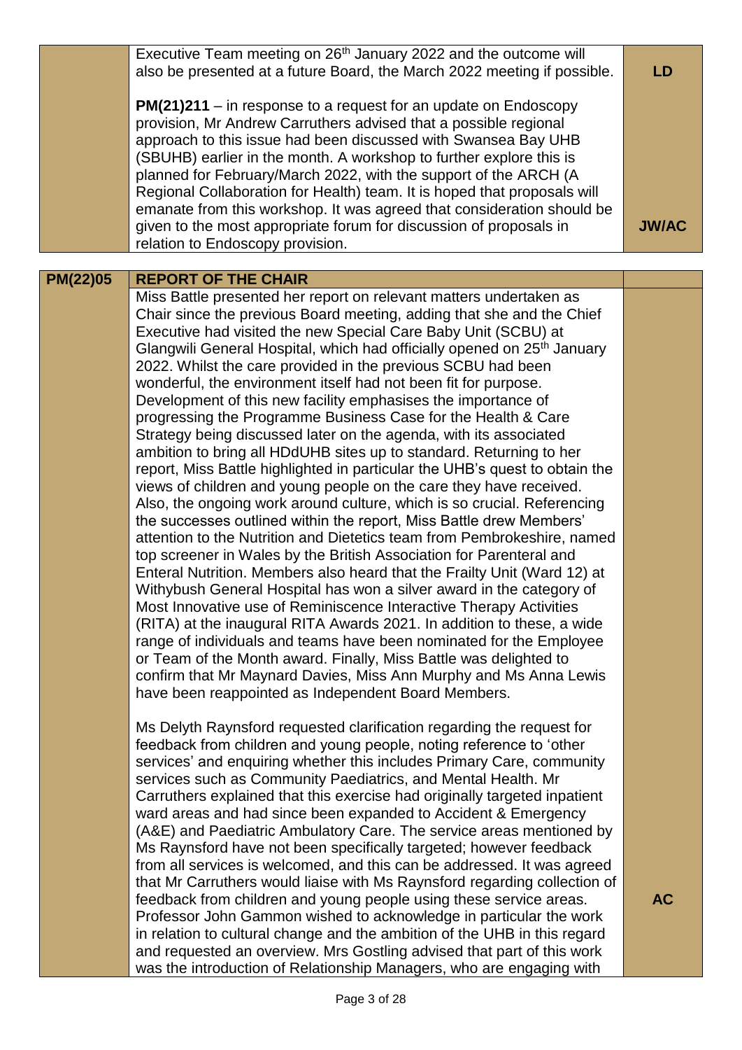| | | |
|---|---|---|
| | Executive Team meeting on 26th January 2022 and the outcome will also be presented at a future Board, the March 2022 meeting if possible.<br><br>**PM(21)211** – in response to a request for an update on Endoscopy provision, Mr Andrew Carruthers advised that a possible regional approach to this issue had been discussed with Swansea Bay UHB (SBUHB) earlier in the month. A workshop to further explore this is planned for February/March 2022, with the support of the ARCH (A Regional Collaboration for Health) team. It is hoped that proposals will emanate from this workshop. It was agreed that consideration should be given to the most appropriate forum for discussion of proposals in relation to Endoscopy provision. | **LD**<br><br><br><br><br><br><br><br>**JW/AC** |

| | | |
|---|---|---|
| **PM(22)05** | **REPORT OF THE CHAIR** | |
| | Miss Battle presented her report on relevant matters undertaken as Chair since the previous Board meeting, adding that she and the Chief Executive had visited the new Special Care Baby Unit (SCBU) at Glangwili General Hospital, which had officially opened on 25th January 2022. Whilst the care provided in the previous SCBU had been wonderful, the environment itself had not been fit for purpose. Development of this new facility emphasises the importance of progressing the Programme Business Case for the Health & Care Strategy being discussed later on the agenda, with its associated ambition to bring all HDdUHB sites up to standard. Returning to her report, Miss Battle highlighted in particular the UHB's quest to obtain the views of children and young people on the care they have received. Also, the ongoing work around culture, which is so crucial. Referencing the successes outlined within the report, Miss Battle drew Members' attention to the Nutrition and Dietetics team from Pembrokeshire, named top screener in Wales by the British Association for Parenteral and Enteral Nutrition. Members also heard that the Frailty Unit (Ward 12) at Withybush General Hospital has won a silver award in the category of Most Innovative use of Reminiscence Interactive Therapy Activities (RITA) at the inaugural RITA Awards 2021. In addition to these, a wide range of individuals and teams have been nominated for the Employee or Team of the Month award. Finally, Miss Battle was delighted to confirm that Mr Maynard Davies, Miss Ann Murphy and Ms Anna Lewis have been reappointed as Independent Board Members.<br><br>Ms Delyth Raynsford requested clarification regarding the request for feedback from children and young people, noting reference to 'other services' and enquiring whether this includes Primary Care, community services such as Community Paediatrics, and Mental Health. Mr Carruthers explained that this exercise had originally targeted inpatient ward areas and had since been expanded to Accident & Emergency (A&E) and Paediatric Ambulatory Care. The service areas mentioned by Ms Raynsford have not been specifically targeted; however feedback from all services is welcomed, and this can be addressed. It was agreed that Mr Carruthers would liaise with Ms Raynsford regarding collection of feedback from children and young people using these service areas. Professor John Gammon wished to acknowledge in particular the work in relation to cultural change and the ambition of the UHB in this regard and requested an overview. Mrs Gostling advised that part of this work was the introduction of Relationship Managers, who are engaging with | <br><br><br><br><br><br><br><br><br><br><br><br><br><br><br><br><br><br><br><br><br><br><br><br><br><br><br><br><br><br><br><br><br><br><br><br>**AC** |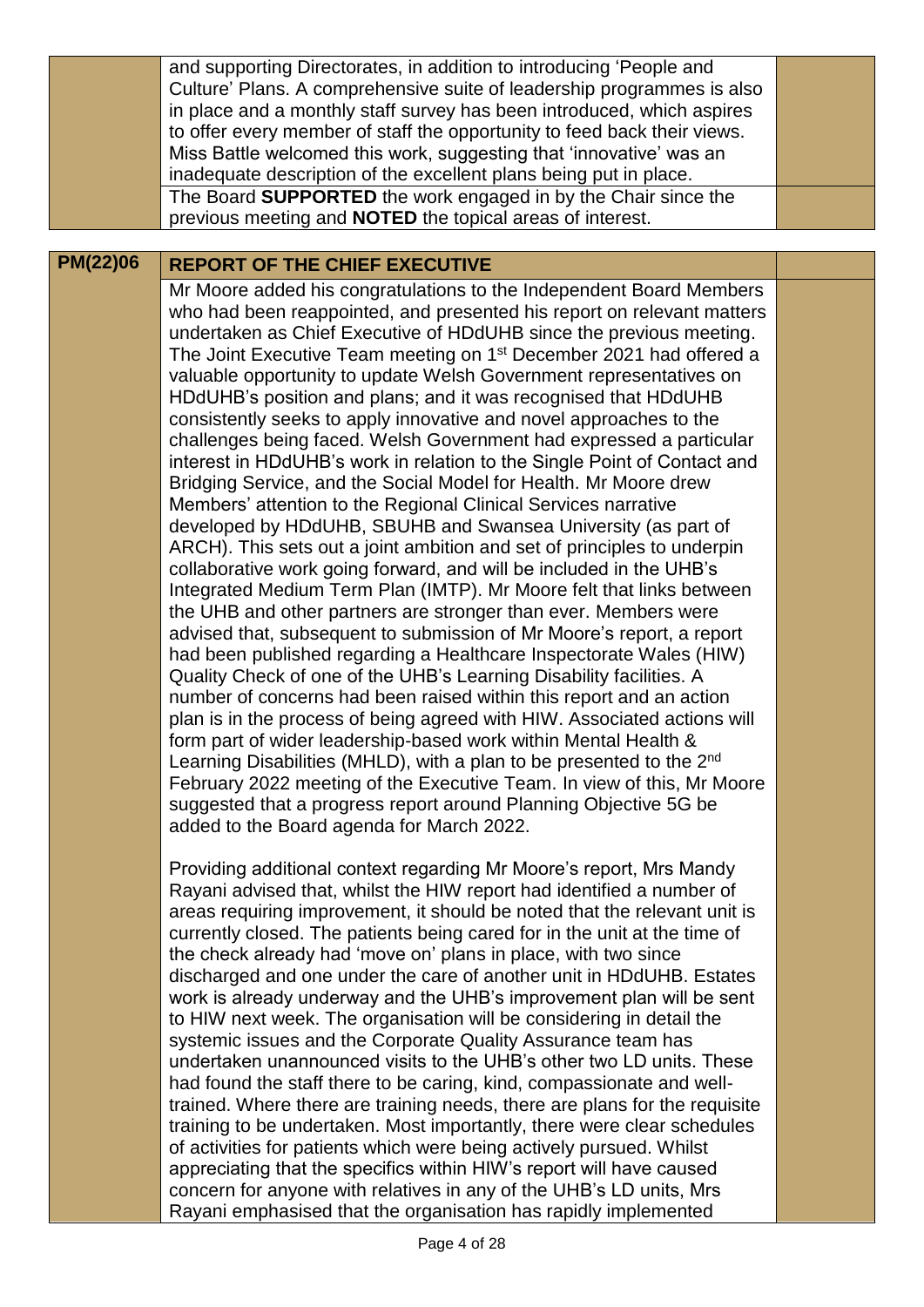| | | |
|---|---|---|
| | and supporting Directorates, in addition to introducing 'People and Culture' Plans. A comprehensive suite of leadership programmes is also in place and a monthly staff survey has been introduced, which aspires to offer every member of staff the opportunity to feed back their views. Miss Battle welcomed this work, suggesting that 'innovative' was an inadequate description of the excellent plans being put in place. | |
| | The Board **SUPPORTED** the work engaged in by the Chair since the previous meeting and **NOTED** the topical areas of interest. | |

| | | |
|---|---|---|
| **PM(22)06** | **REPORT OF THE CHIEF EXECUTIVE** | |
| | Mr Moore added his congratulations to the Independent Board Members who had been reappointed, and presented his report on relevant matters undertaken as Chief Executive of HDdUHB since the previous meeting. The Joint Executive Team meeting on 1st December 2021 had offered a valuable opportunity to update Welsh Government representatives on HDdUHB's position and plans; and it was recognised that HDdUHB consistently seeks to apply innovative and novel approaches to the challenges being faced. Welsh Government had expressed a particular interest in HDdUHB's work in relation to the Single Point of Contact and Bridging Service, and the Social Model for Health. Mr Moore drew Members' attention to the Regional Clinical Services narrative developed by HDdUHB, SBUHB and Swansea University (as part of ARCH). This sets out a joint ambition and set of principles to underpin collaborative work going forward, and will be included in the UHB's Integrated Medium Term Plan (IMTP). Mr Moore felt that links between the UHB and other partners are stronger than ever. Members were advised that, subsequent to submission of Mr Moore's report, a report had been published regarding a Healthcare Inspectorate Wales (HIW) Quality Check of one of the UHB's Learning Disability facilities. A number of concerns had been raised within this report and an action plan is in the process of being agreed with HIW. Associated actions will form part of wider leadership-based work within Mental Health & Learning Disabilities (MHLD), with a plan to be presented to the 2nd February 2022 meeting of the Executive Team. In view of this, Mr Moore suggested that a progress report around Planning Objective 5G be added to the Board agenda for March 2022.<br><br>Providing additional context regarding Mr Moore's report, Mrs Mandy Rayani advised that, whilst the HIW report had identified a number of areas requiring improvement, it should be noted that the relevant unit is currently closed. The patients being cared for in the unit at the time of the check already had 'move on' plans in place, with two since discharged and one under the care of another unit in HDdUHB. Estates work is already underway and the UHB's improvement plan will be sent to HIW next week. The organisation will be considering in detail the systemic issues and the Corporate Quality Assurance team has undertaken unannounced visits to the UHB's other two LD units. These had found the staff there to be caring, kind, compassionate and well-trained. Where there are training needs, there are plans for the requisite training to be undertaken. Most importantly, there were clear schedules of activities for patients which were being actively pursued. Whilst appreciating that the specifics within HIW's report will have caused concern for anyone with relatives in any of the UHB's LD units, Mrs Rayani emphasised that the organisation has rapidly implemented | |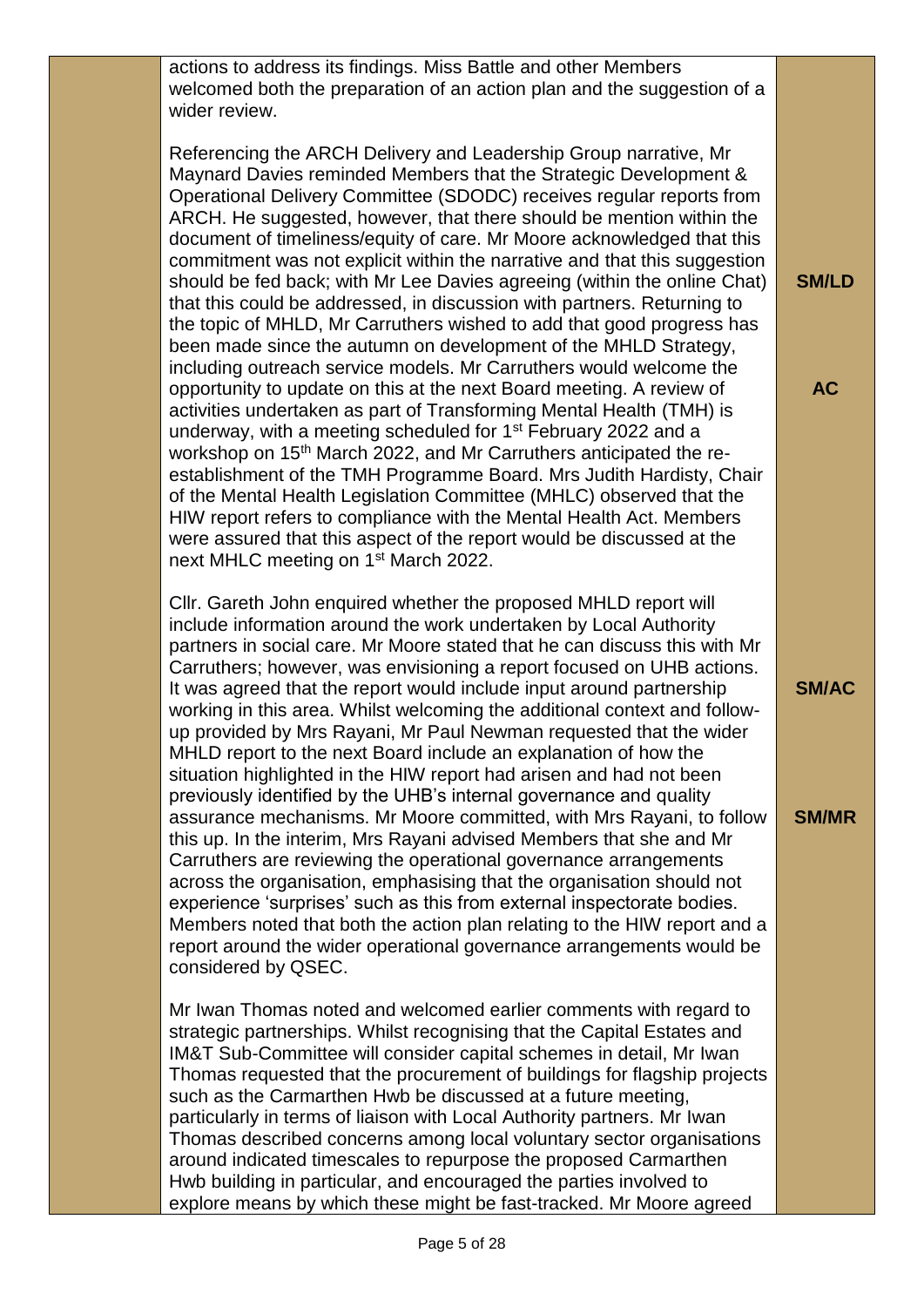| | | |
|---|---|---|
| | actions to address its findings. Miss Battle and other Members welcomed both the preparation of an action plan and the suggestion of a wider review.<br><br>Referencing the ARCH Delivery and Leadership Group narrative, Mr Maynard Davies reminded Members that the Strategic Development & Operational Delivery Committee (SDODC) receives regular reports from ARCH. He suggested, however, that there should be mention within the document of timeliness/equity of care. Mr Moore acknowledged that this commitment was not explicit within the narrative and that this suggestion should be fed back; with Mr Lee Davies agreeing (within the online Chat) that this could be addressed, in discussion with partners. Returning to the topic of MHLD, Mr Carruthers wished to add that good progress has been made since the autumn on development of the MHLD Strategy, including outreach service models. Mr Carruthers would welcome the opportunity to update on this at the next Board meeting. A review of activities undertaken as part of Transforming Mental Health (TMH) is underway, with a meeting scheduled for 1st February 2022 and a workshop on 15th March 2022, and Mr Carruthers anticipated the re-establishment of the TMH Programme Board. Mrs Judith Hardisty, Chair of the Mental Health Legislation Committee (MHLC) observed that the HIW report refers to compliance with the Mental Health Act. Members were assured that this aspect of the report would be discussed at the next MHLC meeting on 1st March 2022.<br><br>Cllr. Gareth John enquired whether the proposed MHLD report will include information around the work undertaken by Local Authority partners in social care. Mr Moore stated that he can discuss this with Mr Carruthers; however, was envisioning a report focused on UHB actions. It was agreed that the report would include input around partnership working in this area. Whilst welcoming the additional context and follow-up provided by Mrs Rayani, Mr Paul Newman requested that the wider MHLD report to the next Board include an explanation of how the situation highlighted in the HIW report had arisen and had not been previously identified by the UHB's internal governance and quality assurance mechanisms. Mr Moore committed, with Mrs Rayani, to follow this up. In the interim, Mrs Rayani advised Members that she and Mr Carruthers are reviewing the operational governance arrangements across the organisation, emphasising that the organisation should not experience 'surprises' such as this from external inspectorate bodies. Members noted that both the action plan relating to the HIW report and a report around the wider operational governance arrangements would be considered by QSEC.<br><br>Mr Iwan Thomas noted and welcomed earlier comments with regard to strategic partnerships. Whilst recognising that the Capital Estates and IM&T Sub-Committee will consider capital schemes in detail, Mr Iwan Thomas requested that the procurement of buildings for flagship projects such as the Carmarthen Hwb be discussed at a future meeting, particularly in terms of liaison with Local Authority partners. Mr Iwan Thomas described concerns among local voluntary sector organisations around indicated timescales to repurpose the proposed Carmarthen Hwb building in particular, and encouraged the parties involved to explore means by which these might be fast-tracked. Mr Moore agreed | **SM/LD**<br><br>**AC**<br><br>**SM/AC**<br><br>**SM/MR** |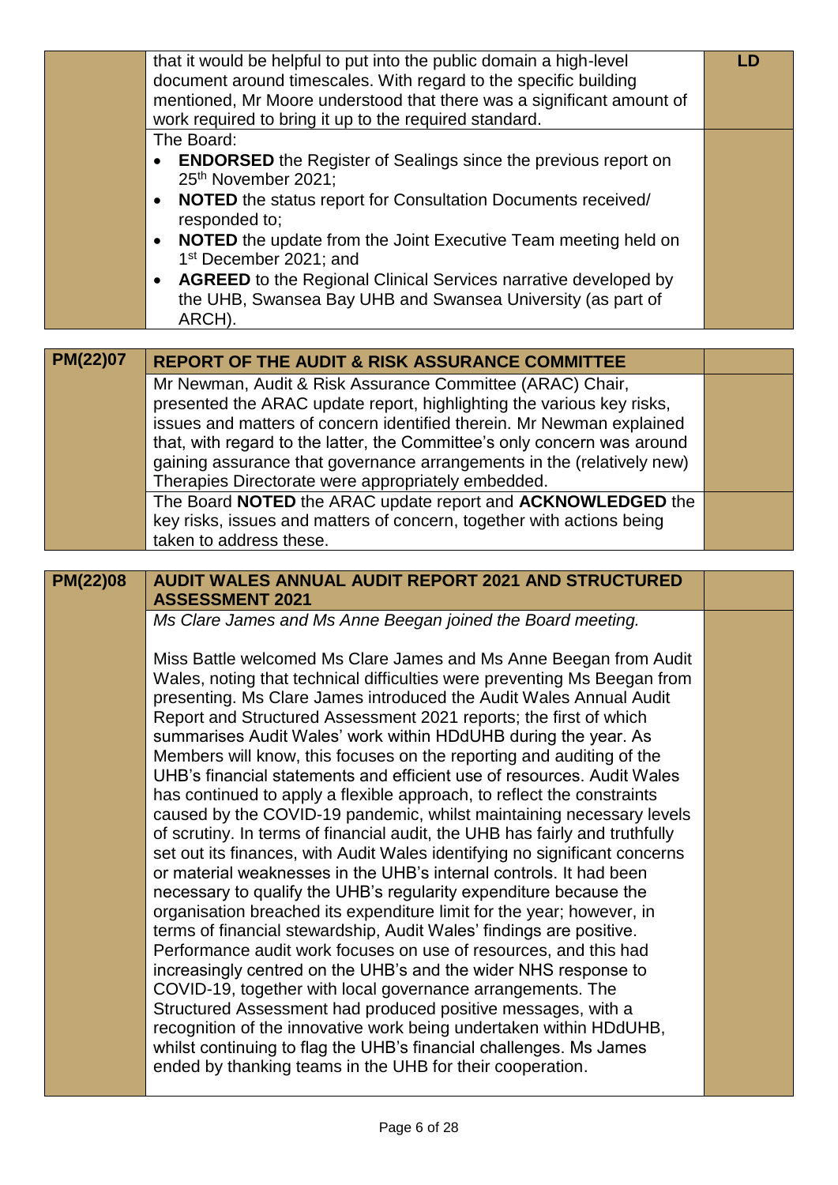| | | |
|---|---|---|
| | that it would be helpful to put into the public domain a high-level document around timescales. With regard to the specific building mentioned, Mr Moore understood that there was a significant amount of work required to bring it up to the required standard. | **LD** |
| | The Board:<br>• **ENDORSED** the Register of Sealings since the previous report on 25th November 2021;<br>• **NOTED** the status report for Consultation Documents received/ responded to;<br>• **NOTED** the update from the Joint Executive Team meeting held on 1st December 2021; and<br>• **AGREED** to the Regional Clinical Services narrative developed by the UHB, Swansea Bay UHB and Swansea University (as part of ARCH). | |

| | | |
|---|---|---|
| **PM(22)07** | **REPORT OF THE AUDIT & RISK ASSURANCE COMMITTEE** | |
| | Mr Newman, Audit & Risk Assurance Committee (ARAC) Chair, presented the ARAC update report, highlighting the various key risks, issues and matters of concern identified therein. Mr Newman explained that, with regard to the latter, the Committee's only concern was around gaining assurance that governance arrangements in the (relatively new) Therapies Directorate were appropriately embedded. | |
| | The Board **NOTED** the ARAC update report and **ACKNOWLEDGED** the key risks, issues and matters of concern, together with actions being taken to address these. | |

| | | |
|---|---|---|
| **PM(22)08** | **AUDIT WALES ANNUAL AUDIT REPORT 2021 AND STRUCTURED ASSESSMENT 2021** | |
| | *Ms Clare James and Ms Anne Beegan joined the Board meeting.*<br><br>Miss Battle welcomed Ms Clare James and Ms Anne Beegan from Audit Wales, noting that technical difficulties were preventing Ms Beegan from presenting. Ms Clare James introduced the Audit Wales Annual Audit Report and Structured Assessment 2021 reports; the first of which summarises Audit Wales' work within HDdUHB during the year. As Members will know, this focuses on the reporting and auditing of the UHB's financial statements and efficient use of resources. Audit Wales has continued to apply a flexible approach, to reflect the constraints caused by the COVID-19 pandemic, whilst maintaining necessary levels of scrutiny. In terms of financial audit, the UHB has fairly and truthfully set out its finances, with Audit Wales identifying no significant concerns or material weaknesses in the UHB's internal controls. It had been necessary to qualify the UHB's regularity expenditure because the organisation breached its expenditure limit for the year; however, in terms of financial stewardship, Audit Wales' findings are positive. Performance audit work focuses on use of resources, and this had increasingly centred on the UHB's and the wider NHS response to COVID-19, together with local governance arrangements. The Structured Assessment had produced positive messages, with a recognition of the innovative work being undertaken within HDdUHB, whilst continuing to flag the UHB's financial challenges. Ms James ended by thanking teams in the UHB for their cooperation. | |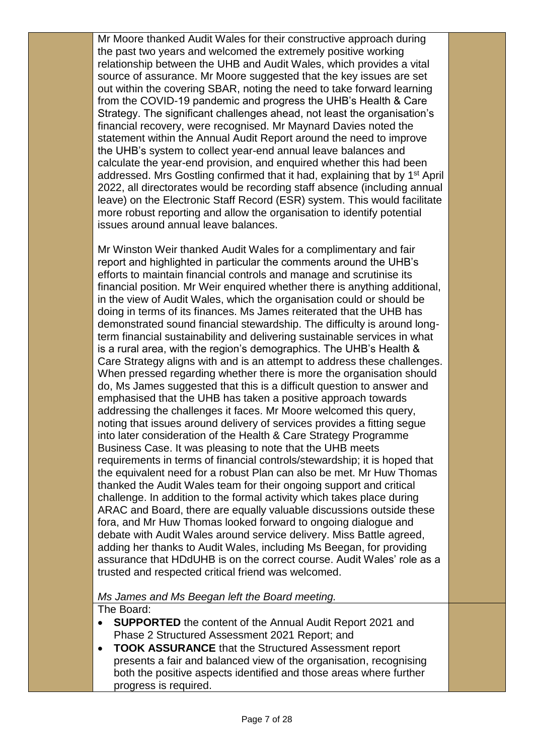Mr Moore thanked Audit Wales for their constructive approach during the past two years and welcomed the extremely positive working relationship between the UHB and Audit Wales, which provides a vital source of assurance. Mr Moore suggested that the key issues are set out within the covering SBAR, noting the need to take forward learning from the COVID-19 pandemic and progress the UHB's Health & Care Strategy. The significant challenges ahead, not least the organisation's financial recovery, were recognised. Mr Maynard Davies noted the statement within the Annual Audit Report around the need to improve the UHB's system to collect year-end annual leave balances and calculate the year-end provision, and enquired whether this had been addressed. Mrs Gostling confirmed that it had, explaining that by 1st April 2022, all directorates would be recording staff absence (including annual leave) on the Electronic Staff Record (ESR) system. This would facilitate more robust reporting and allow the organisation to identify potential issues around annual leave balances.

Mr Winston Weir thanked Audit Wales for a complimentary and fair report and highlighted in particular the comments around the UHB's efforts to maintain financial controls and manage and scrutinise its financial position. Mr Weir enquired whether there is anything additional, in the view of Audit Wales, which the organisation could or should be doing in terms of its finances. Ms James reiterated that the UHB has demonstrated sound financial stewardship. The difficulty is around long-term financial sustainability and delivering sustainable services in what is a rural area, with the region's demographics. The UHB's Health & Care Strategy aligns with and is an attempt to address these challenges. When pressed regarding whether there is more the organisation should do, Ms James suggested that this is a difficult question to answer and emphasised that the UHB has taken a positive approach towards addressing the challenges it faces. Mr Moore welcomed this query, noting that issues around delivery of services provides a fitting segue into later consideration of the Health & Care Strategy Programme Business Case. It was pleasing to note that the UHB meets requirements in terms of financial controls/stewardship; it is hoped that the equivalent need for a robust Plan can also be met. Mr Huw Thomas thanked the Audit Wales team for their ongoing support and critical challenge. In addition to the formal activity which takes place during ARAC and Board, there are equally valuable discussions outside these fora, and Mr Huw Thomas looked forward to ongoing dialogue and debate with Audit Wales around service delivery. Miss Battle agreed, adding her thanks to Audit Wales, including Ms Beegan, for providing assurance that HDdUHB is on the correct course. Audit Wales' role as a trusted and respected critical friend was welcomed.

*Ms James and Ms Beegan left the Board meeting.*

The Board:

- **SUPPORTED** the content of the Annual Audit Report 2021 and Phase 2 Structured Assessment 2021 Report; and
- **TOOK ASSURANCE** that the Structured Assessment report presents a fair and balanced view of the organisation, recognising both the positive aspects identified and those areas where further progress is required.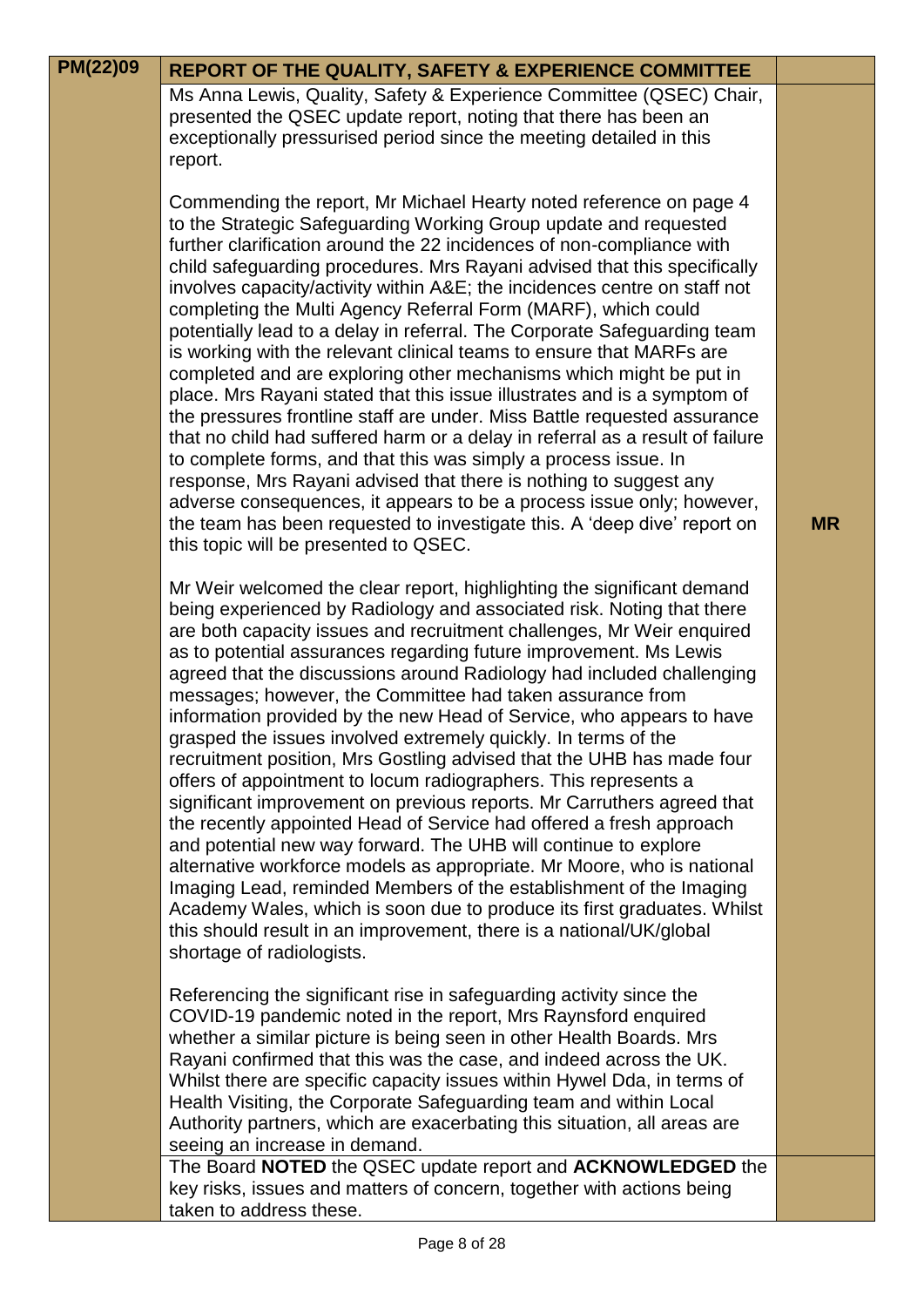| PM(22)09 | REPORT OF THE QUALITY, SAFETY & EXPERIENCE COMMITTEE | |
|---|---|---|
| | Ms Anna Lewis, Quality, Safety & Experience Committee (QSEC) Chair, presented the QSEC update report, noting that there has been an exceptionally pressurised period since the meeting detailed in this report.<br><br>Commending the report, Mr Michael Hearty noted reference on page 4 to the Strategic Safeguarding Working Group update and requested further clarification around the 22 incidences of non-compliance with child safeguarding procedures. Mrs Rayani advised that this specifically involves capacity/activity within A&E; the incidences centre on staff not completing the Multi Agency Referral Form (MARF), which could potentially lead to a delay in referral. The Corporate Safeguarding team is working with the relevant clinical teams to ensure that MARFs are completed and are exploring other mechanisms which might be put in place. Mrs Rayani stated that this issue illustrates and is a symptom of the pressures frontline staff are under. Miss Battle requested assurance that no child had suffered harm or a delay in referral as a result of failure to complete forms, and that this was simply a process issue. In response, Mrs Rayani advised that there is nothing to suggest any adverse consequences, it appears to be a process issue only; however, the team has been requested to investigate this. A 'deep dive' report on this topic will be presented to QSEC.<br><br>Mr Weir welcomed the clear report, highlighting the significant demand being experienced by Radiology and associated risk. Noting that there are both capacity issues and recruitment challenges, Mr Weir enquired as to potential assurances regarding future improvement. Ms Lewis agreed that the discussions around Radiology had included challenging messages; however, the Committee had taken assurance from information provided by the new Head of Service, who appears to have grasped the issues involved extremely quickly. In terms of the recruitment position, Mrs Gostling advised that the UHB has made four offers of appointment to locum radiographers. This represents a significant improvement on previous reports. Mr Carruthers agreed that the recently appointed Head of Service had offered a fresh approach and potential new way forward. The UHB will continue to explore alternative workforce models as appropriate. Mr Moore, who is national Imaging Lead, reminded Members of the establishment of the Imaging Academy Wales, which is soon due to produce its first graduates. Whilst this should result in an improvement, there is a national/UK/global shortage of radiologists.<br><br>Referencing the significant rise in safeguarding activity since the COVID-19 pandemic noted in the report, Mrs Raynsford enquired whether a similar picture is being seen in other Health Boards. Mrs Rayani confirmed that this was the case, and indeed across the UK. Whilst there are specific capacity issues within Hywel Dda, in terms of Health Visiting, the Corporate Safeguarding team and within Local Authority partners, which are exacerbating this situation, all areas are seeing an increase in demand. | **MR** |
| | The Board **NOTED** the QSEC update report and **ACKNOWLEDGED** the key risks, issues and matters of concern, together with actions being taken to address these. | |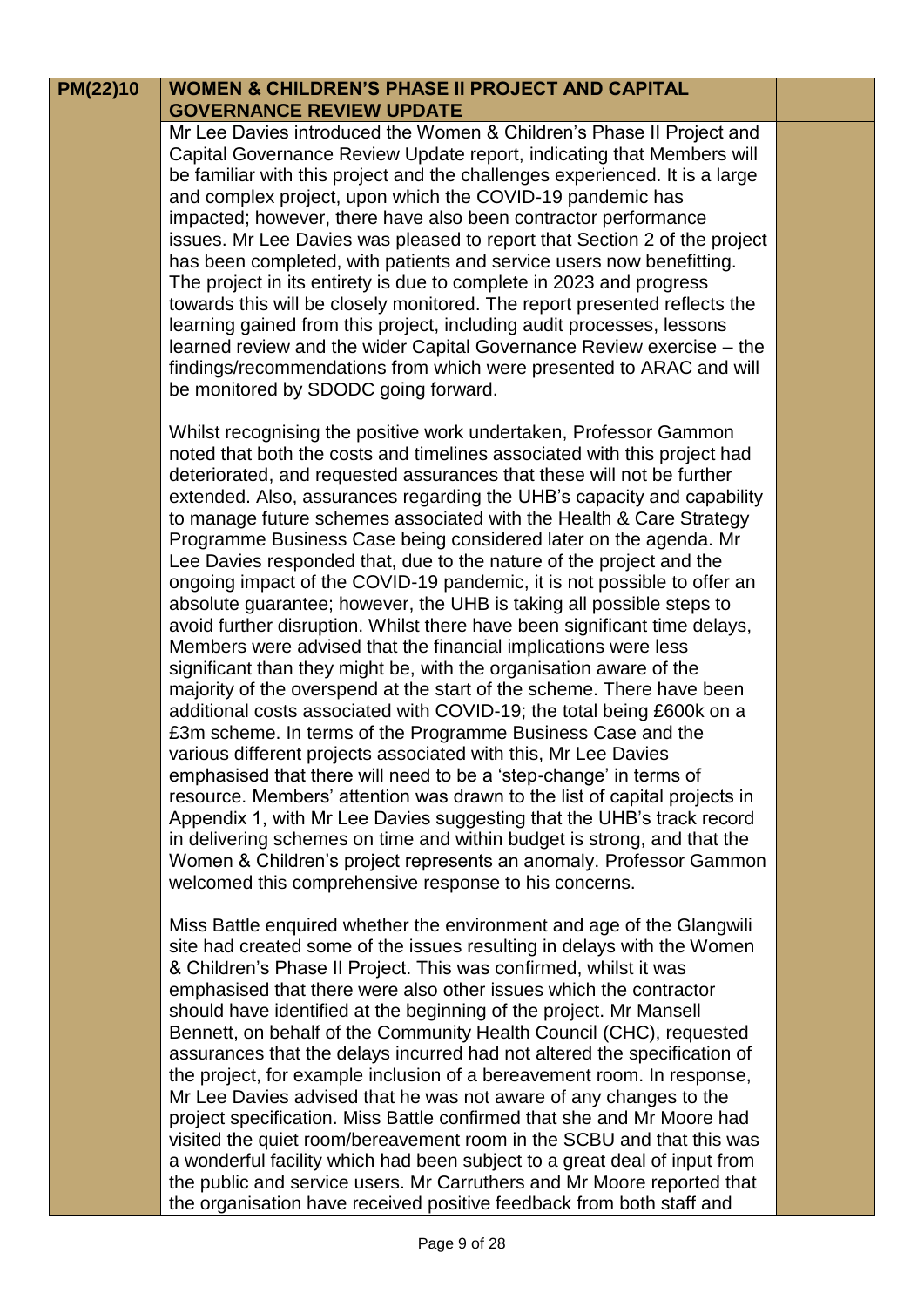| PM(22)10 | WOMEN & CHILDREN'S PHASE II PROJECT AND CAPITAL GOVERNANCE REVIEW UPDATE | |
|---|---|---|
| | Mr Lee Davies introduced the Women & Children's Phase II Project and Capital Governance Review Update report, indicating that Members will be familiar with this project and the challenges experienced. It is a large and complex project, upon which the COVID-19 pandemic has impacted; however, there have also been contractor performance issues. Mr Lee Davies was pleased to report that Section 2 of the project has been completed, with patients and service users now benefitting. The project in its entirety is due to complete in 2023 and progress towards this will be closely monitored. The report presented reflects the learning gained from this project, including audit processes, lessons learned review and the wider Capital Governance Review exercise – the findings/recommendations from which were presented to ARAC and will be monitored by SDODC going forward.<br><br>Whilst recognising the positive work undertaken, Professor Gammon noted that both the costs and timelines associated with this project had deteriorated, and requested assurances that these will not be further extended. Also, assurances regarding the UHB's capacity and capability to manage future schemes associated with the Health & Care Strategy Programme Business Case being considered later on the agenda. Mr Lee Davies responded that, due to the nature of the project and the ongoing impact of the COVID-19 pandemic, it is not possible to offer an absolute guarantee; however, the UHB is taking all possible steps to avoid further disruption. Whilst there have been significant time delays, Members were advised that the financial implications were less significant than they might be, with the organisation aware of the majority of the overspend at the start of the scheme. There have been additional costs associated with COVID-19; the total being £600k on a £3m scheme. In terms of the Programme Business Case and the various different projects associated with this, Mr Lee Davies emphasised that there will need to be a 'step-change' in terms of resource. Members' attention was drawn to the list of capital projects in Appendix 1, with Mr Lee Davies suggesting that the UHB's track record in delivering schemes on time and within budget is strong, and that the Women & Children's project represents an anomaly. Professor Gammon welcomed this comprehensive response to his concerns.<br><br>Miss Battle enquired whether the environment and age of the Glangwili site had created some of the issues resulting in delays with the Women & Children's Phase II Project. This was confirmed, whilst it was emphasised that there were also other issues which the contractor should have identified at the beginning of the project. Mr Mansell Bennett, on behalf of the Community Health Council (CHC), requested assurances that the delays incurred had not altered the specification of the project, for example inclusion of a bereavement room. In response, Mr Lee Davies advised that he was not aware of any changes to the project specification. Miss Battle confirmed that she and Mr Moore had visited the quiet room/bereavement room in the SCBU and that this was a wonderful facility which had been subject to a great deal of input from the public and service users. Mr Carruthers and Mr Moore reported that the organisation have received positive feedback from both staff and | |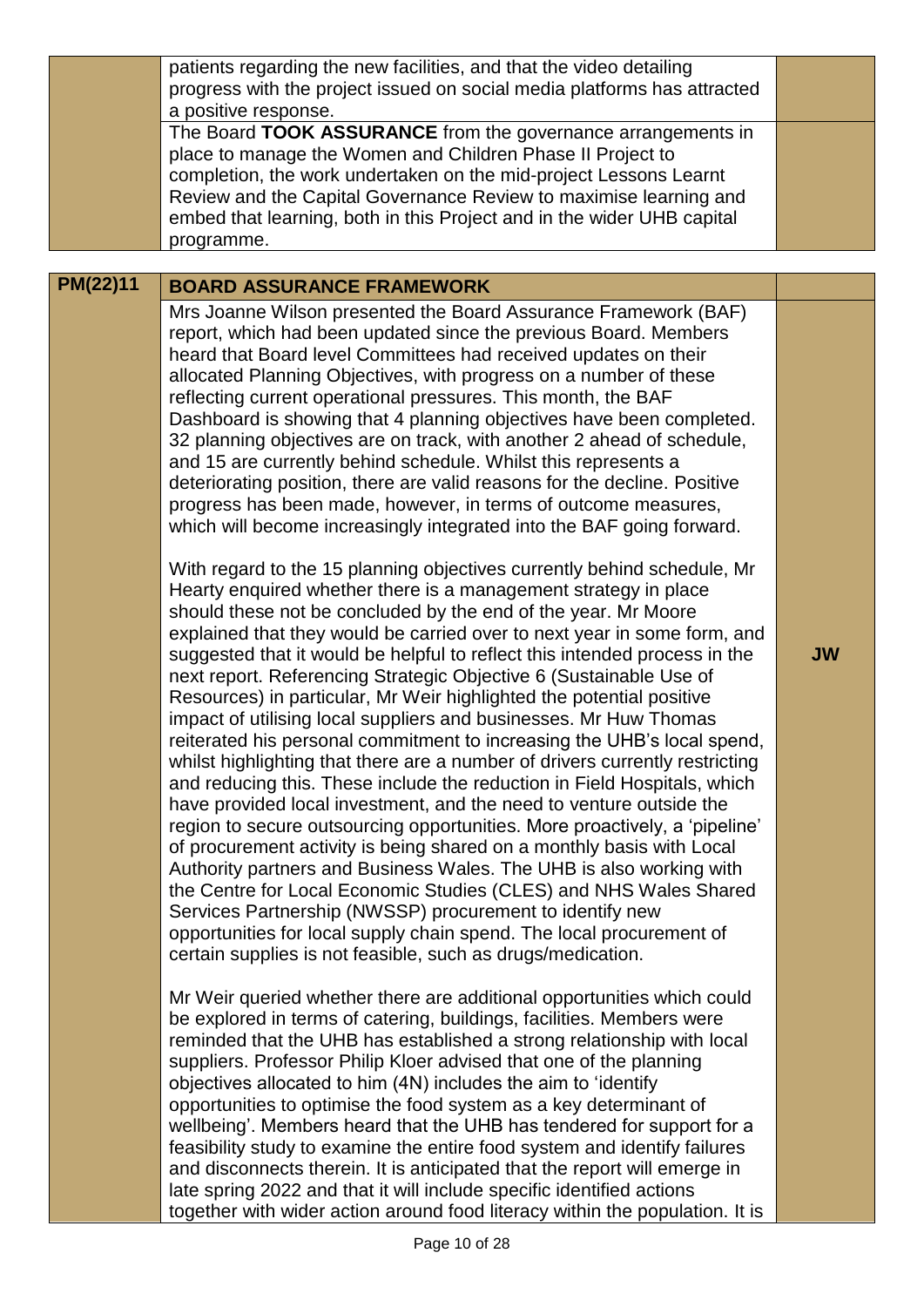| | | |
|---|---|---|
| | patients regarding the new facilities, and that the video detailing progress with the project issued on social media platforms has attracted a positive response. | |
| | The Board **TOOK ASSURANCE** from the governance arrangements in place to manage the Women and Children Phase II Project to completion, the work undertaken on the mid-project Lessons Learnt Review and the Capital Governance Review to maximise learning and embed that learning, both in this Project and in the wider UHB capital programme. | |

| | | |
|---|---|---|
| **PM(22)11** | **BOARD ASSURANCE FRAMEWORK** | |
| | Mrs Joanne Wilson presented the Board Assurance Framework (BAF) report, which had been updated since the previous Board. Members heard that Board level Committees had received updates on their allocated Planning Objectives, with progress on a number of these reflecting current operational pressures. This month, the BAF Dashboard is showing that 4 planning objectives have been completed. 32 planning objectives are on track, with another 2 ahead of schedule, and 15 are currently behind schedule. Whilst this represents a deteriorating position, there are valid reasons for the decline. Positive progress has been made, however, in terms of outcome measures, which will become increasingly integrated into the BAF going forward.<br><br>With regard to the 15 planning objectives currently behind schedule, Mr Hearty enquired whether there is a management strategy in place should these not be concluded by the end of the year. Mr Moore explained that they would be carried over to next year in some form, and suggested that it would be helpful to reflect this intended process in the next report. Referencing Strategic Objective 6 (Sustainable Use of Resources) in particular, Mr Weir highlighted the potential positive impact of utilising local suppliers and businesses. Mr Huw Thomas reiterated his personal commitment to increasing the UHB's local spend, whilst highlighting that there are a number of drivers currently restricting and reducing this. These include the reduction in Field Hospitals, which have provided local investment, and the need to venture outside the region to secure outsourcing opportunities. More proactively, a 'pipeline' of procurement activity is being shared on a monthly basis with Local Authority partners and Business Wales. The UHB is also working with the Centre for Local Economic Studies (CLES) and NHS Wales Shared Services Partnership (NWSSP) procurement to identify new opportunities for local supply chain spend. The local procurement of certain supplies is not feasible, such as drugs/medication.<br><br>Mr Weir queried whether there are additional opportunities which could be explored in terms of catering, buildings, facilities. Members were reminded that the UHB has established a strong relationship with local suppliers. Professor Philip Kloer advised that one of the planning objectives allocated to him (4N) includes the aim to 'identify opportunities to optimise the food system as a key determinant of wellbeing'. Members heard that the UHB has tendered for support for a feasibility study to examine the entire food system and identify failures and disconnects therein. It is anticipated that the report will emerge in late spring 2022 and that it will include specific identified actions together with wider action around food literacy within the population. It is | **JW** |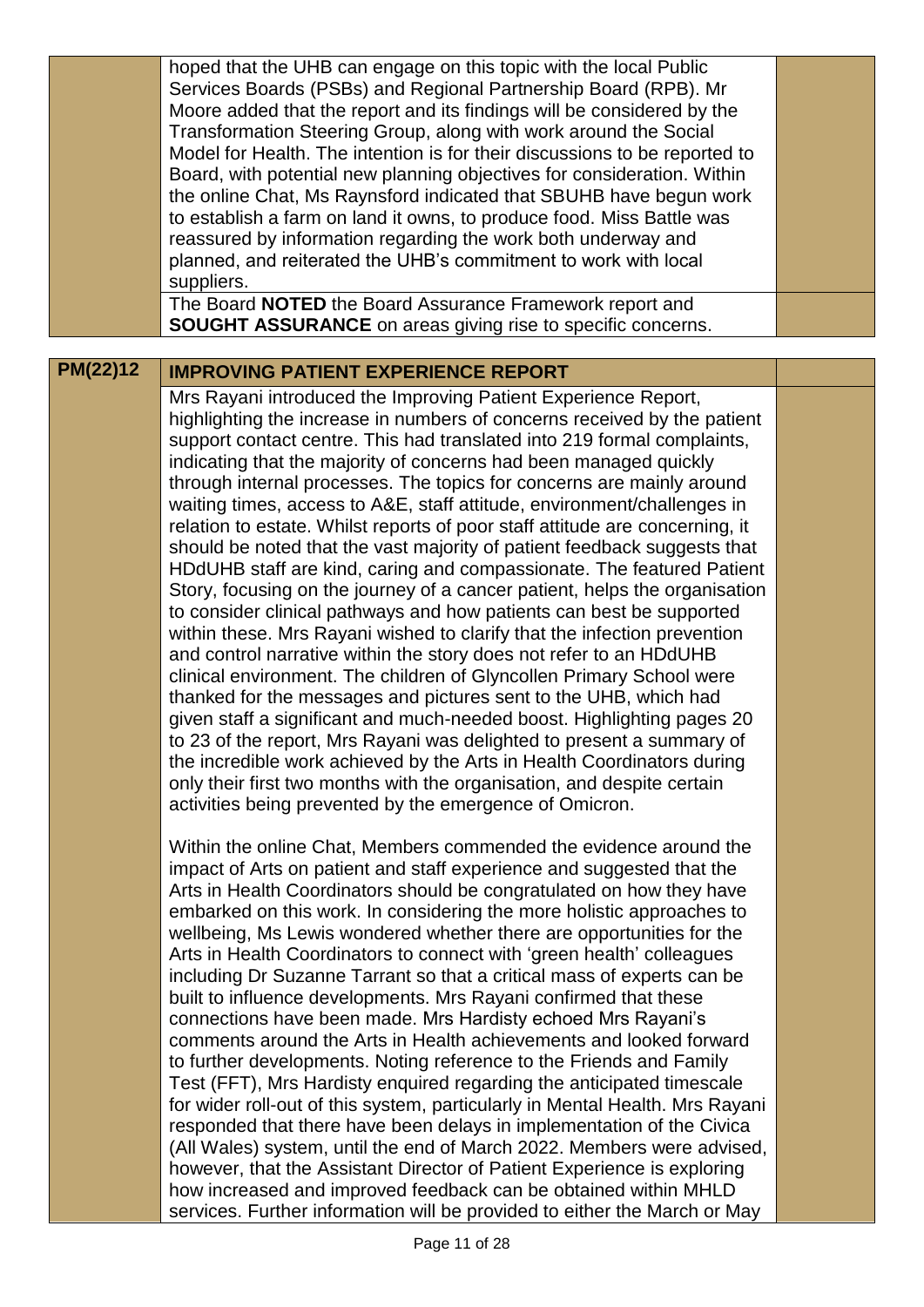|  | hoped that the UHB can engage on this topic with the local Public Services Boards (PSBs) and Regional Partnership Board (RPB). Mr Moore added that the report and its findings will be considered by the Transformation Steering Group, along with work around the Social Model for Health. The intention is for their discussions to be reported to Board, with potential new planning objectives for consideration. Within the online Chat, Ms Raynsford indicated that SBUHB have begun work to establish a farm on land it owns, to produce food. Miss Battle was reassured by information regarding the work both underway and planned, and reiterated the UHB's commitment to work with local suppliers. |  |
|---|---|---|
|  | The Board **NOTED** the Board Assurance Framework report and **SOUGHT ASSURANCE** on areas giving rise to specific concerns. |  |

| **PM(22)12** | **IMPROVING PATIENT EXPERIENCE REPORT** |  |
|---|---|---|
|  | Mrs Rayani introduced the Improving Patient Experience Report, highlighting the increase in numbers of concerns received by the patient support contact centre. This had translated into 219 formal complaints, indicating that the majority of concerns had been managed quickly through internal processes. The topics for concerns are mainly around waiting times, access to A&E, staff attitude, environment/challenges in relation to estate. Whilst reports of poor staff attitude are concerning, it should be noted that the vast majority of patient feedback suggests that HDdUHB staff are kind, caring and compassionate. The featured Patient Story, focusing on the journey of a cancer patient, helps the organisation to consider clinical pathways and how patients can best be supported within these. Mrs Rayani wished to clarify that the infection prevention and control narrative within the story does not refer to an HDdUHB clinical environment. The children of Glyncollen Primary School were thanked for the messages and pictures sent to the UHB, which had given staff a significant and much-needed boost. Highlighting pages 20 to 23 of the report, Mrs Rayani was delighted to present a summary of the incredible work achieved by the Arts in Health Coordinators during only their first two months with the organisation, and despite certain activities being prevented by the emergence of Omicron.<br><br>Within the online Chat, Members commended the evidence around the impact of Arts on patient and staff experience and suggested that the Arts in Health Coordinators should be congratulated on how they have embarked on this work. In considering the more holistic approaches to wellbeing, Ms Lewis wondered whether there are opportunities for the Arts in Health Coordinators to connect with 'green health' colleagues including Dr Suzanne Tarrant so that a critical mass of experts can be built to influence developments. Mrs Rayani confirmed that these connections have been made. Mrs Hardisty echoed Mrs Rayani's comments around the Arts in Health achievements and looked forward to further developments. Noting reference to the Friends and Family Test (FFT), Mrs Hardisty enquired regarding the anticipated timescale for wider roll-out of this system, particularly in Mental Health. Mrs Rayani responded that there have been delays in implementation of the Civica (All Wales) system, until the end of March 2022. Members were advised, however, that the Assistant Director of Patient Experience is exploring how increased and improved feedback can be obtained within MHLD services. Further information will be provided to either the March or May |  |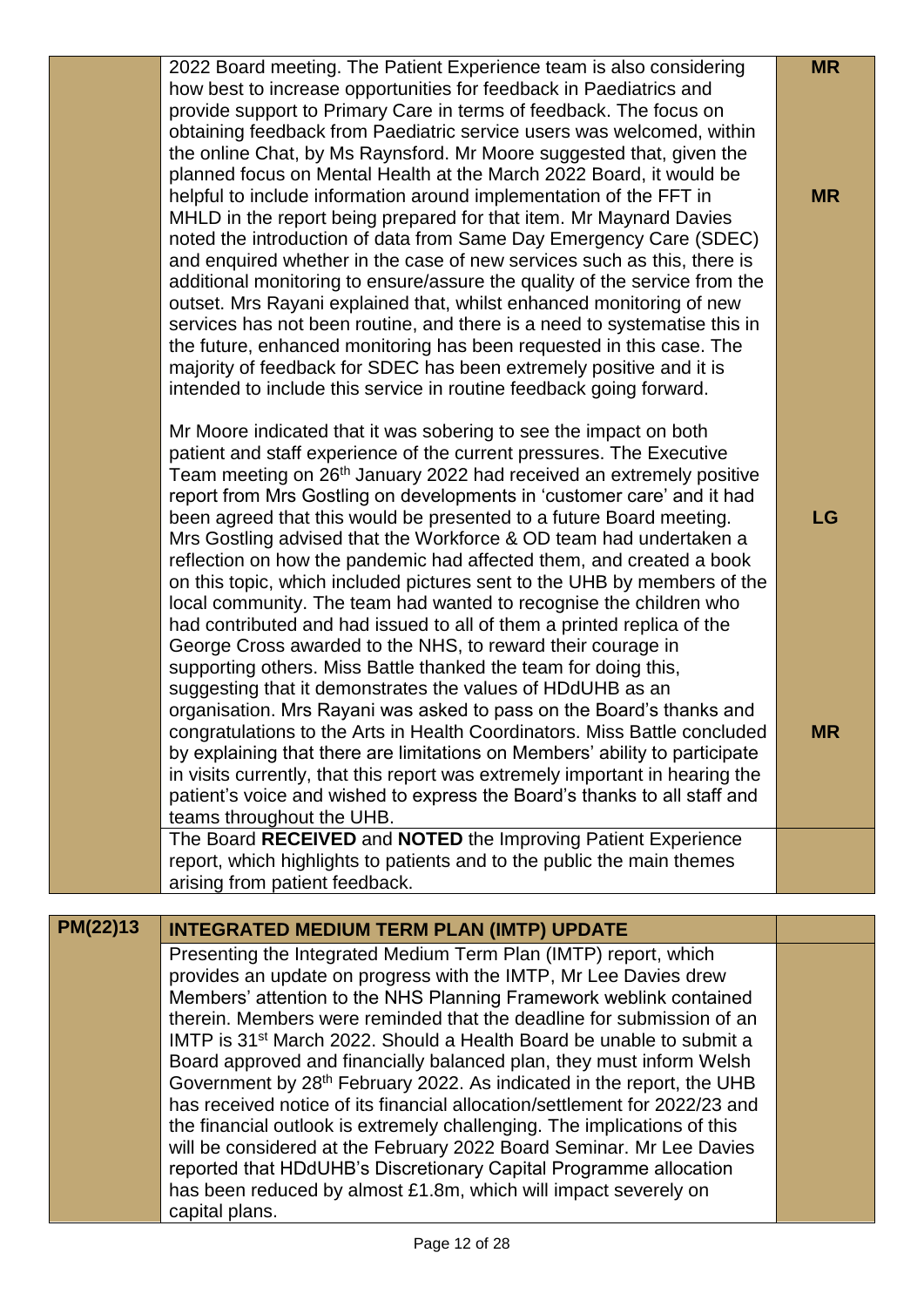| | | |
|---|---|---|
| | 2022 Board meeting. The Patient Experience team is also considering how best to increase opportunities for feedback in Paediatrics and provide support to Primary Care in terms of feedback. The focus on obtaining feedback from Paediatric service users was welcomed, within the online Chat, by Ms Raynsford. Mr Moore suggested that, given the planned focus on Mental Health at the March 2022 Board, it would be helpful to include information around implementation of the FFT in MHLD in the report being prepared for that item. Mr Maynard Davies noted the introduction of data from Same Day Emergency Care (SDEC) and enquired whether in the case of new services such as this, there is additional monitoring to ensure/assure the quality of the service from the outset. Mrs Rayani explained that, whilst enhanced monitoring of new services has not been routine, and there is a need to systematise this in the future, enhanced monitoring has been requested in this case. The majority of feedback for SDEC has been extremely positive and it is intended to include this service in routine feedback going forward.<br><br>Mr Moore indicated that it was sobering to see the impact on both patient and staff experience of the current pressures. The Executive Team meeting on 26th January 2022 had received an extremely positive report from Mrs Gostling on developments in 'customer care' and it had been agreed that this would be presented to a future Board meeting. Mrs Gostling advised that the Workforce & OD team had undertaken a reflection on how the pandemic had affected them, and created a book on this topic, which included pictures sent to the UHB by members of the local community. The team had wanted to recognise the children who had contributed and had issued to all of them a printed replica of the George Cross awarded to the NHS, to reward their courage in supporting others. Miss Battle thanked the team for doing this, suggesting that it demonstrates the values of HDdUHB as an organisation. Mrs Rayani was asked to pass on the Board's thanks and congratulations to the Arts in Health Coordinators. Miss Battle concluded by explaining that there are limitations on Members' ability to participate in visits currently, that this report was extremely important in hearing the patient's voice and wished to express the Board's thanks to all staff and teams throughout the UHB. | **MR**<br><br>**MR**<br><br>**LG**<br><br>**MR** |
| | The Board **RECEIVED** and **NOTED** the Improving Patient Experience report, which highlights to patients and to the public the main themes arising from patient feedback. | |

| | | |
|---|---|---|
| **PM(22)13** | **INTEGRATED MEDIUM TERM PLAN (IMTP) UPDATE** | |
| | Presenting the Integrated Medium Term Plan (IMTP) report, which provides an update on progress with the IMTP, Mr Lee Davies drew Members' attention to the NHS Planning Framework weblink contained therein. Members were reminded that the deadline for submission of an IMTP is 31st March 2022. Should a Health Board be unable to submit a Board approved and financially balanced plan, they must inform Welsh Government by 28th February 2022. As indicated in the report, the UHB has received notice of its financial allocation/settlement for 2022/23 and the financial outlook is extremely challenging. The implications of this will be considered at the February 2022 Board Seminar. Mr Lee Davies reported that HDdUHB's Discretionary Capital Programme allocation has been reduced by almost £1.8m, which will impact severely on capital plans. | |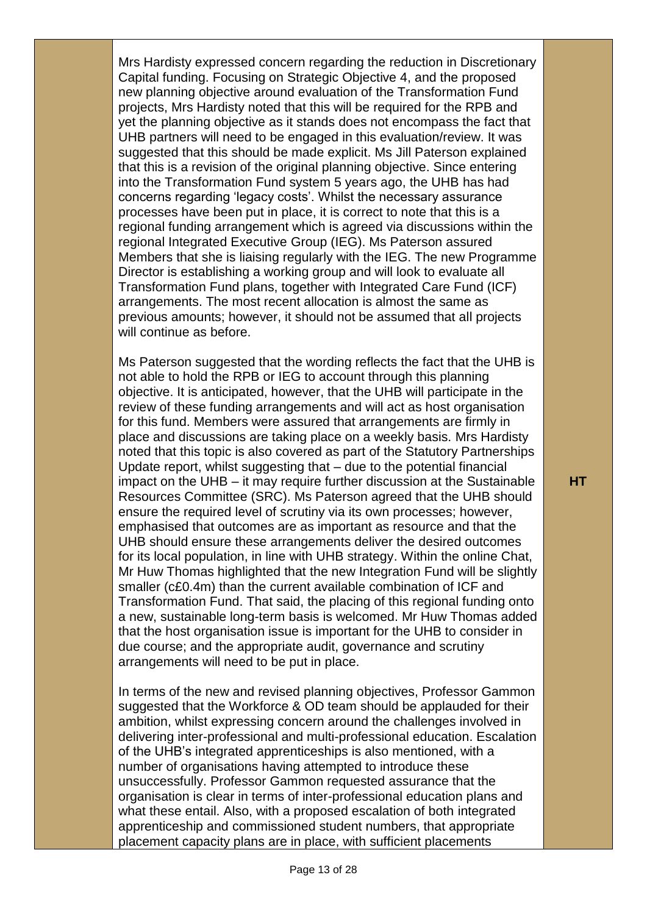| | | |
|---|---|---|
| | Mrs Hardisty expressed concern regarding the reduction in Discretionary Capital funding. Focusing on Strategic Objective 4, and the proposed new planning objective around evaluation of the Transformation Fund projects, Mrs Hardisty noted that this will be required for the RPB and yet the planning objective as it stands does not encompass the fact that UHB partners will need to be engaged in this evaluation/review. It was suggested that this should be made explicit. Ms Jill Paterson explained that this is a revision of the original planning objective. Since entering into the Transformation Fund system 5 years ago, the UHB has had concerns regarding 'legacy costs'. Whilst the necessary assurance processes have been put in place, it is correct to note that this is a regional funding arrangement which is agreed via discussions within the regional Integrated Executive Group (IEG). Ms Paterson assured Members that she is liaising regularly with the IEG. The new Programme Director is establishing a working group and will look to evaluate all Transformation Fund plans, together with Integrated Care Fund (ICF) arrangements. The most recent allocation is almost the same as previous amounts; however, it should not be assumed that all projects will continue as before.<br><br>Ms Paterson suggested that the wording reflects the fact that the UHB is not able to hold the RPB or IEG to account through this planning objective. It is anticipated, however, that the UHB will participate in the review of these funding arrangements and will act as host organisation for this fund. Members were assured that arrangements are firmly in place and discussions are taking place on a weekly basis. Mrs Hardisty noted that this topic is also covered as part of the Statutory Partnerships Update report, whilst suggesting that – due to the potential financial impact on the UHB – it may require further discussion at the Sustainable Resources Committee (SRC). Ms Paterson agreed that the UHB should ensure the required level of scrutiny via its own processes; however, emphasised that outcomes are as important as resource and that the UHB should ensure these arrangements deliver the desired outcomes for its local population, in line with UHB strategy. Within the online Chat, Mr Huw Thomas highlighted that the new Integration Fund will be slightly smaller (c£0.4m) than the current available combination of ICF and Transformation Fund. That said, the placing of this regional funding onto a new, sustainable long-term basis is welcomed. Mr Huw Thomas added that the host organisation issue is important for the UHB to consider in due course; and the appropriate audit, governance and scrutiny arrangements will need to be put in place.<br><br>In terms of the new and revised planning objectives, Professor Gammon suggested that the Workforce & OD team should be applauded for their ambition, whilst expressing concern around the challenges involved in delivering inter-professional and multi-professional education. Escalation of the UHB's integrated apprenticeships is also mentioned, with a number of organisations having attempted to introduce these unsuccessfully. Professor Gammon requested assurance that the organisation is clear in terms of inter-professional education plans and what these entail. Also, with a proposed escalation of both integrated apprenticeship and commissioned student numbers, that appropriate placement capacity plans are in place, with sufficient placements | HT |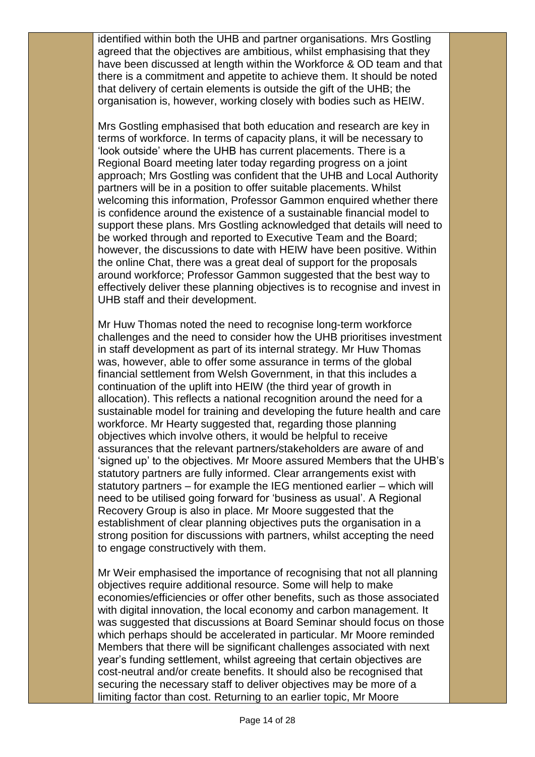identified within both the UHB and partner organisations. Mrs Gostling agreed that the objectives are ambitious, whilst emphasising that they have been discussed at length within the Workforce & OD team and that there is a commitment and appetite to achieve them. It should be noted that delivery of certain elements is outside the gift of the UHB; the organisation is, however, working closely with bodies such as HEIW.

Mrs Gostling emphasised that both education and research are key in terms of workforce. In terms of capacity plans, it will be necessary to 'look outside' where the UHB has current placements. There is a Regional Board meeting later today regarding progress on a joint approach; Mrs Gostling was confident that the UHB and Local Authority partners will be in a position to offer suitable placements. Whilst welcoming this information, Professor Gammon enquired whether there is confidence around the existence of a sustainable financial model to support these plans. Mrs Gostling acknowledged that details will need to be worked through and reported to Executive Team and the Board; however, the discussions to date with HEIW have been positive. Within the online Chat, there was a great deal of support for the proposals around workforce; Professor Gammon suggested that the best way to effectively deliver these planning objectives is to recognise and invest in UHB staff and their development.

Mr Huw Thomas noted the need to recognise long-term workforce challenges and the need to consider how the UHB prioritises investment in staff development as part of its internal strategy. Mr Huw Thomas was, however, able to offer some assurance in terms of the global financial settlement from Welsh Government, in that this includes a continuation of the uplift into HEIW (the third year of growth in allocation). This reflects a national recognition around the need for a sustainable model for training and developing the future health and care workforce. Mr Hearty suggested that, regarding those planning objectives which involve others, it would be helpful to receive assurances that the relevant partners/stakeholders are aware of and 'signed up' to the objectives. Mr Moore assured Members that the UHB's statutory partners are fully informed. Clear arrangements exist with statutory partners – for example the IEG mentioned earlier – which will need to be utilised going forward for 'business as usual'. A Regional Recovery Group is also in place. Mr Moore suggested that the establishment of clear planning objectives puts the organisation in a strong position for discussions with partners, whilst accepting the need to engage constructively with them.

Mr Weir emphasised the importance of recognising that not all planning objectives require additional resource. Some will help to make economies/efficiencies or offer other benefits, such as those associated with digital innovation, the local economy and carbon management. It was suggested that discussions at Board Seminar should focus on those which perhaps should be accelerated in particular. Mr Moore reminded Members that there will be significant challenges associated with next year's funding settlement, whilst agreeing that certain objectives are cost-neutral and/or create benefits. It should also be recognised that securing the necessary staff to deliver objectives may be more of a limiting factor than cost. Returning to an earlier topic, Mr Moore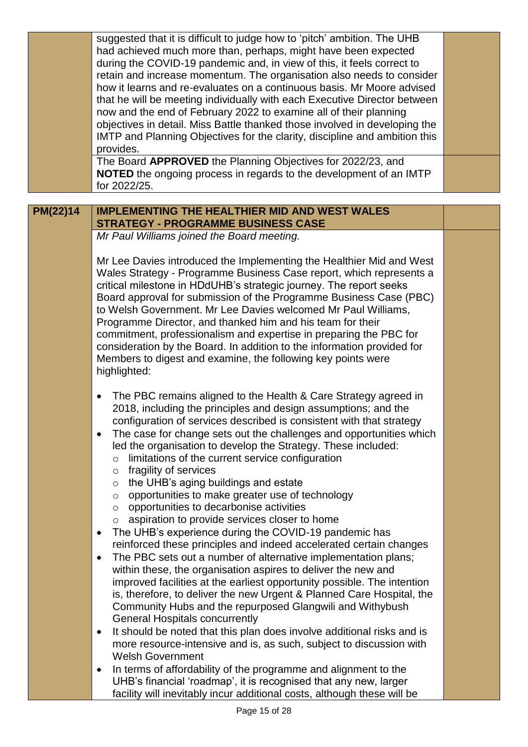| | | |
|---|---|---|
| | suggested that it is difficult to judge how to 'pitch' ambition. The UHB had achieved much more than, perhaps, might have been expected during the COVID-19 pandemic and, in view of this, it feels correct to retain and increase momentum. The organisation also needs to consider how it learns and re-evaluates on a continuous basis. Mr Moore advised that he will be meeting individually with each Executive Director between now and the end of February 2022 to examine all of their planning objectives in detail. Miss Battle thanked those involved in developing the IMTP and Planning Objectives for the clarity, discipline and ambition this provides. | |
| | The Board **APPROVED** the Planning Objectives for 2022/23, and **NOTED** the ongoing process in regards to the development of an IMTP for 2022/25. | |

| | | |
|---|---|---|
| **PM(22)14** | **IMPLEMENTING THE HEALTHIER MID AND WEST WALES STRATEGY - PROGRAMME BUSINESS CASE** | |
| | *Mr Paul Williams joined the Board meeting.*<br><br>Mr Lee Davies introduced the Implementing the Healthier Mid and West Wales Strategy - Programme Business Case report, which represents a critical milestone in HDdUHB's strategic journey. The report seeks Board approval for submission of the Programme Business Case (PBC) to Welsh Government. Mr Lee Davies welcomed Mr Paul Williams, Programme Director, and thanked him and his team for their commitment, professionalism and expertise in preparing the PBC for consideration by the Board. In addition to the information provided for Members to digest and examine, the following key points were highlighted:<br><br>• The PBC remains aligned to the Health & Care Strategy agreed in 2018, including the principles and design assumptions; and the configuration of services described is consistent with that strategy<br>• The case for change sets out the challenges and opportunities which led the organisation to develop the Strategy. These included:<br>&nbsp;&nbsp;&nbsp;&nbsp;○ limitations of the current service configuration<br>&nbsp;&nbsp;&nbsp;&nbsp;○ fragility of services<br>&nbsp;&nbsp;&nbsp;&nbsp;○ the UHB's aging buildings and estate<br>&nbsp;&nbsp;&nbsp;&nbsp;○ opportunities to make greater use of technology<br>&nbsp;&nbsp;&nbsp;&nbsp;○ opportunities to decarbonise activities<br>&nbsp;&nbsp;&nbsp;&nbsp;○ aspiration to provide services closer to home<br>• The UHB's experience during the COVID-19 pandemic has reinforced these principles and indeed accelerated certain changes<br>• The PBC sets out a number of alternative implementation plans; within these, the organisation aspires to deliver the new and improved facilities at the earliest opportunity possible. The intention is, therefore, to deliver the new Urgent & Planned Care Hospital, the Community Hubs and the repurposed Glangwili and Withybush General Hospitals concurrently<br>• It should be noted that this plan does involve additional risks and is more resource-intensive and is, as such, subject to discussion with Welsh Government<br>• In terms of affordability of the programme and alignment to the UHB's financial 'roadmap', it is recognised that any new, larger facility will inevitably incur additional costs, although these will be | |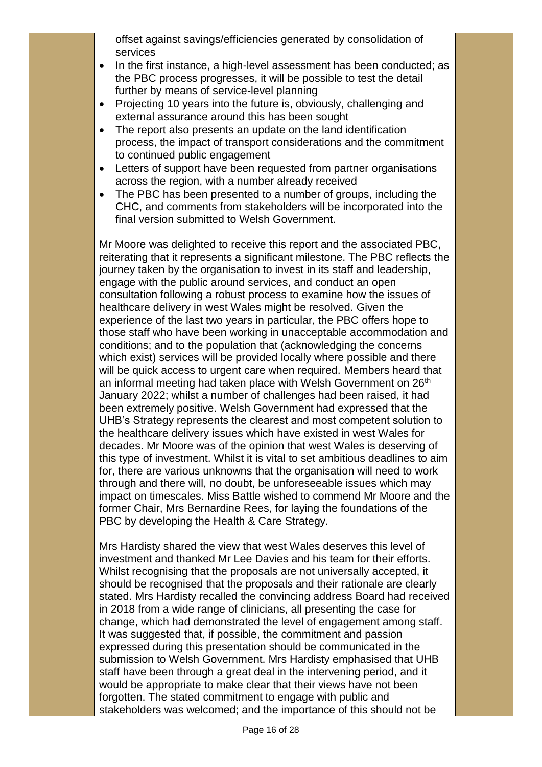offset against savings/efficiencies generated by consolidation of services

- In the first instance, a high-level assessment has been conducted; as the PBC process progresses, it will be possible to test the detail further by means of service-level planning
- Projecting 10 years into the future is, obviously, challenging and external assurance around this has been sought
- The report also presents an update on the land identification process, the impact of transport considerations and the commitment to continued public engagement
- Letters of support have been requested from partner organisations across the region, with a number already received
- The PBC has been presented to a number of groups, including the CHC, and comments from stakeholders will be incorporated into the final version submitted to Welsh Government.

Mr Moore was delighted to receive this report and the associated PBC, reiterating that it represents a significant milestone. The PBC reflects the journey taken by the organisation to invest in its staff and leadership, engage with the public around services, and conduct an open consultation following a robust process to examine how the issues of healthcare delivery in west Wales might be resolved. Given the experience of the last two years in particular, the PBC offers hope to those staff who have been working in unacceptable accommodation and conditions; and to the population that (acknowledging the concerns which exist) services will be provided locally where possible and there will be quick access to urgent care when required. Members heard that an informal meeting had taken place with Welsh Government on 26th January 2022; whilst a number of challenges had been raised, it had been extremely positive. Welsh Government had expressed that the UHB's Strategy represents the clearest and most competent solution to the healthcare delivery issues which have existed in west Wales for decades. Mr Moore was of the opinion that west Wales is deserving of this type of investment. Whilst it is vital to set ambitious deadlines to aim for, there are various unknowns that the organisation will need to work through and there will, no doubt, be unforeseeable issues which may impact on timescales. Miss Battle wished to commend Mr Moore and the former Chair, Mrs Bernardine Rees, for laying the foundations of the PBC by developing the Health & Care Strategy.

Mrs Hardisty shared the view that west Wales deserves this level of investment and thanked Mr Lee Davies and his team for their efforts. Whilst recognising that the proposals are not universally accepted, it should be recognised that the proposals and their rationale are clearly stated. Mrs Hardisty recalled the convincing address Board had received in 2018 from a wide range of clinicians, all presenting the case for change, which had demonstrated the level of engagement among staff. It was suggested that, if possible, the commitment and passion expressed during this presentation should be communicated in the submission to Welsh Government. Mrs Hardisty emphasised that UHB staff have been through a great deal in the intervening period, and it would be appropriate to make clear that their views have not been forgotten. The stated commitment to engage with public and stakeholders was welcomed; and the importance of this should not be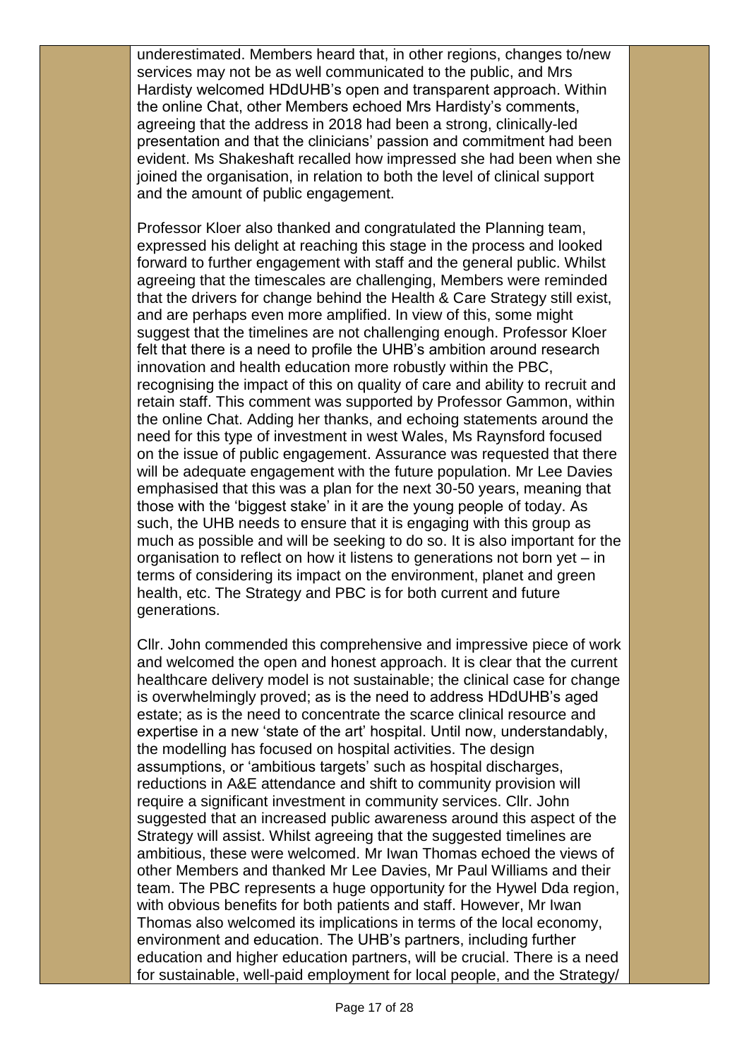underestimated. Members heard that, in other regions, changes to/new services may not be as well communicated to the public, and Mrs Hardisty welcomed HDdUHB's open and transparent approach. Within the online Chat, other Members echoed Mrs Hardisty's comments, agreeing that the address in 2018 had been a strong, clinically-led presentation and that the clinicians' passion and commitment had been evident. Ms Shakeshaft recalled how impressed she had been when she joined the organisation, in relation to both the level of clinical support and the amount of public engagement.

Professor Kloer also thanked and congratulated the Planning team, expressed his delight at reaching this stage in the process and looked forward to further engagement with staff and the general public. Whilst agreeing that the timescales are challenging, Members were reminded that the drivers for change behind the Health & Care Strategy still exist, and are perhaps even more amplified. In view of this, some might suggest that the timelines are not challenging enough. Professor Kloer felt that there is a need to profile the UHB's ambition around research innovation and health education more robustly within the PBC, recognising the impact of this on quality of care and ability to recruit and retain staff. This comment was supported by Professor Gammon, within the online Chat. Adding her thanks, and echoing statements around the need for this type of investment in west Wales, Ms Raynsford focused on the issue of public engagement. Assurance was requested that there will be adequate engagement with the future population. Mr Lee Davies emphasised that this was a plan for the next 30-50 years, meaning that those with the 'biggest stake' in it are the young people of today. As such, the UHB needs to ensure that it is engaging with this group as much as possible and will be seeking to do so. It is also important for the organisation to reflect on how it listens to generations not born yet – in terms of considering its impact on the environment, planet and green health, etc. The Strategy and PBC is for both current and future generations.

Cllr. John commended this comprehensive and impressive piece of work and welcomed the open and honest approach. It is clear that the current healthcare delivery model is not sustainable; the clinical case for change is overwhelmingly proved; as is the need to address HDdUHB's aged estate; as is the need to concentrate the scarce clinical resource and expertise in a new 'state of the art' hospital. Until now, understandably, the modelling has focused on hospital activities. The design assumptions, or 'ambitious targets' such as hospital discharges, reductions in A&E attendance and shift to community provision will require a significant investment in community services. Cllr. John suggested that an increased public awareness around this aspect of the Strategy will assist. Whilst agreeing that the suggested timelines are ambitious, these were welcomed. Mr Iwan Thomas echoed the views of other Members and thanked Mr Lee Davies, Mr Paul Williams and their team. The PBC represents a huge opportunity for the Hywel Dda region, with obvious benefits for both patients and staff. However, Mr Iwan Thomas also welcomed its implications in terms of the local economy, environment and education. The UHB's partners, including further education and higher education partners, will be crucial. There is a need for sustainable, well-paid employment for local people, and the Strategy/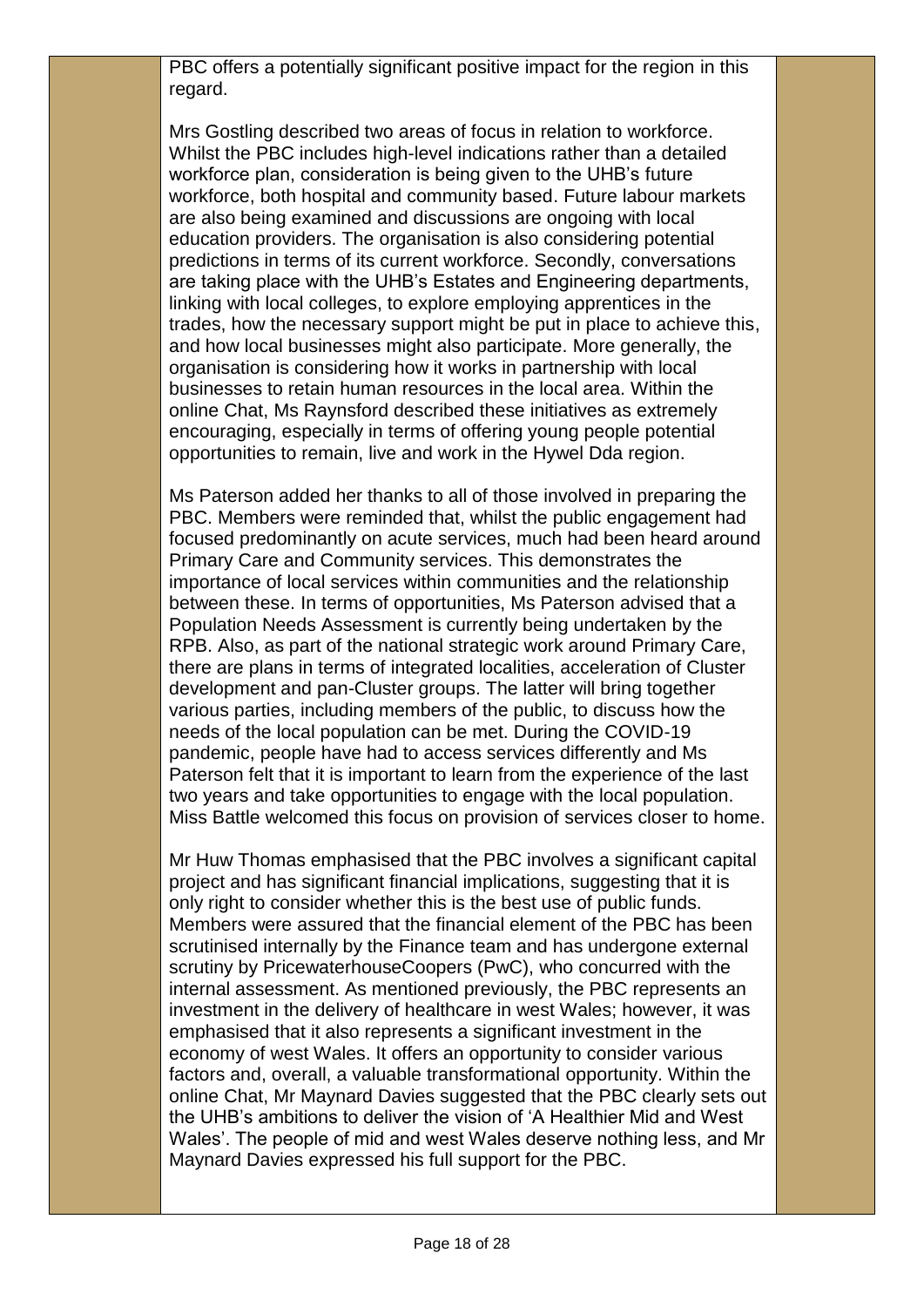PBC offers a potentially significant positive impact for the region in this regard.

Mrs Gostling described two areas of focus in relation to workforce. Whilst the PBC includes high-level indications rather than a detailed workforce plan, consideration is being given to the UHB's future workforce, both hospital and community based. Future labour markets are also being examined and discussions are ongoing with local education providers. The organisation is also considering potential predictions in terms of its current workforce. Secondly, conversations are taking place with the UHB's Estates and Engineering departments, linking with local colleges, to explore employing apprentices in the trades, how the necessary support might be put in place to achieve this, and how local businesses might also participate. More generally, the organisation is considering how it works in partnership with local businesses to retain human resources in the local area. Within the online Chat, Ms Raynsford described these initiatives as extremely encouraging, especially in terms of offering young people potential opportunities to remain, live and work in the Hywel Dda region.

Ms Paterson added her thanks to all of those involved in preparing the PBC. Members were reminded that, whilst the public engagement had focused predominantly on acute services, much had been heard around Primary Care and Community services. This demonstrates the importance of local services within communities and the relationship between these. In terms of opportunities, Ms Paterson advised that a Population Needs Assessment is currently being undertaken by the RPB. Also, as part of the national strategic work around Primary Care, there are plans in terms of integrated localities, acceleration of Cluster development and pan-Cluster groups. The latter will bring together various parties, including members of the public, to discuss how the needs of the local population can be met. During the COVID-19 pandemic, people have had to access services differently and Ms Paterson felt that it is important to learn from the experience of the last two years and take opportunities to engage with the local population. Miss Battle welcomed this focus on provision of services closer to home.

Mr Huw Thomas emphasised that the PBC involves a significant capital project and has significant financial implications, suggesting that it is only right to consider whether this is the best use of public funds. Members were assured that the financial element of the PBC has been scrutinised internally by the Finance team and has undergone external scrutiny by PricewaterhouseCoopers (PwC), who concurred with the internal assessment. As mentioned previously, the PBC represents an investment in the delivery of healthcare in west Wales; however, it was emphasised that it also represents a significant investment in the economy of west Wales. It offers an opportunity to consider various factors and, overall, a valuable transformational opportunity. Within the online Chat, Mr Maynard Davies suggested that the PBC clearly sets out the UHB's ambitions to deliver the vision of 'A Healthier Mid and West Wales'. The people of mid and west Wales deserve nothing less, and Mr Maynard Davies expressed his full support for the PBC.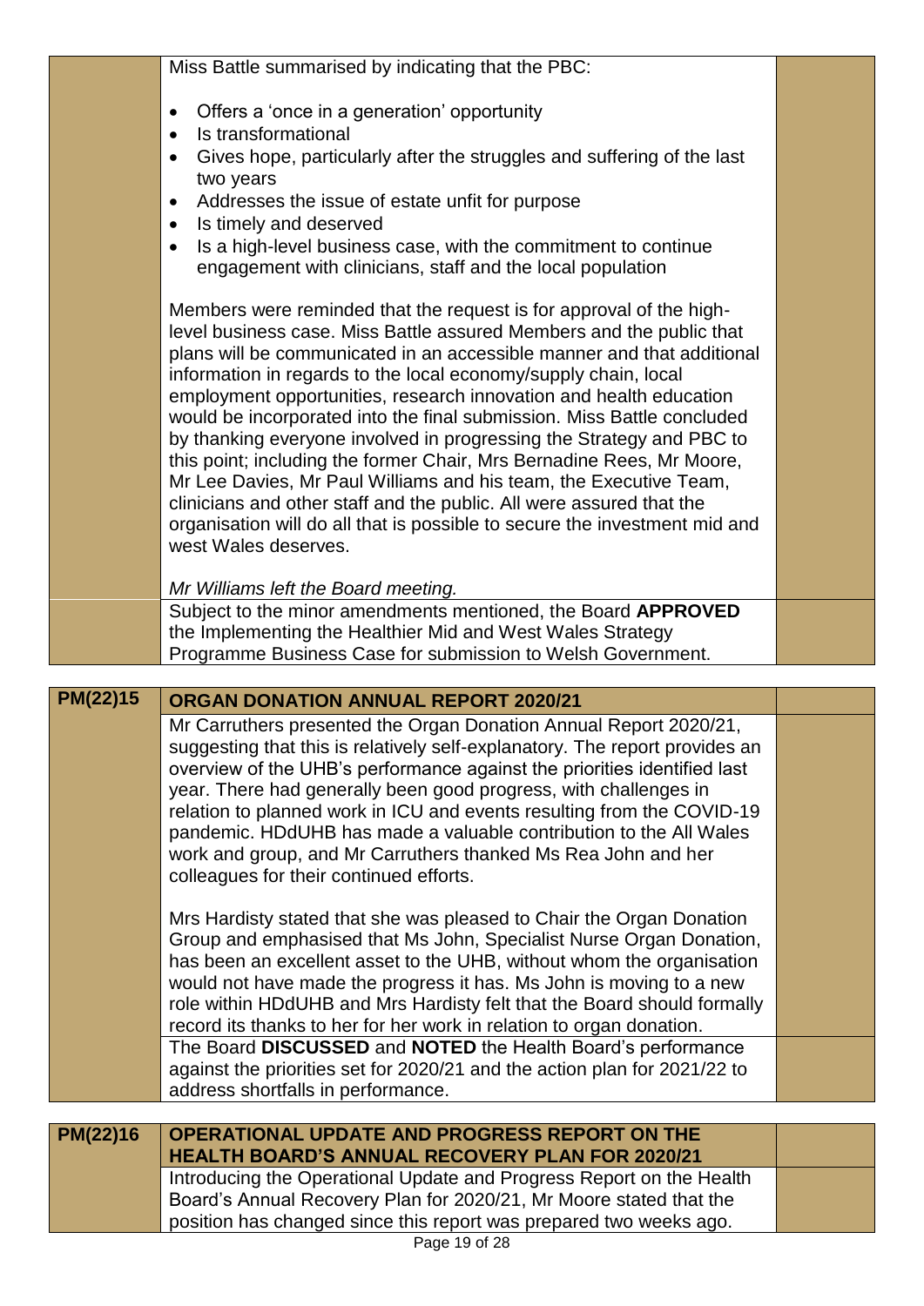| | | |
|---|---|---|
| | Miss Battle summarised by indicating that the PBC:<br><br>• Offers a 'once in a generation' opportunity<br>• Is transformational<br>• Gives hope, particularly after the struggles and suffering of the last two years<br>• Addresses the issue of estate unfit for purpose<br>• Is timely and deserved<br>• Is a high-level business case, with the commitment to continue engagement with clinicians, staff and the local population<br><br>Members were reminded that the request is for approval of the high-level business case. Miss Battle assured Members and the public that plans will be communicated in an accessible manner and that additional information in regards to the local economy/supply chain, local employment opportunities, research innovation and health education would be incorporated into the final submission. Miss Battle concluded by thanking everyone involved in progressing the Strategy and PBC to this point; including the former Chair, Mrs Bernadine Rees, Mr Moore, Mr Lee Davies, Mr Paul Williams and his team, the Executive Team, clinicians and other staff and the public. All were assured that the organisation will do all that is possible to secure the investment mid and west Wales deserves.<br><br>*Mr Williams left the Board meeting.* | |
| | Subject to the minor amendments mentioned, the Board **APPROVED** the Implementing the Healthier Mid and West Wales Strategy Programme Business Case for submission to Welsh Government. | |

| **PM(22)15** | **ORGAN DONATION ANNUAL REPORT 2020/21** | |
|---|---|---|
| | Mr Carruthers presented the Organ Donation Annual Report 2020/21, suggesting that this is relatively self-explanatory. The report provides an overview of the UHB's performance against the priorities identified last year. There had generally been good progress, with challenges in relation to planned work in ICU and events resulting from the COVID-19 pandemic. HDdUHB has made a valuable contribution to the All Wales work and group, and Mr Carruthers thanked Ms Rea John and her colleagues for their continued efforts.<br><br>Mrs Hardisty stated that she was pleased to Chair the Organ Donation Group and emphasised that Ms John, Specialist Nurse Organ Donation, has been an excellent asset to the UHB, without whom the organisation would not have made the progress it has. Ms John is moving to a new role within HDdUHB and Mrs Hardisty felt that the Board should formally record its thanks to her for her work in relation to organ donation. | |
| | The Board **DISCUSSED** and **NOTED** the Health Board's performance against the priorities set for 2020/21 and the action plan for 2021/22 to address shortfalls in performance. | |

| **PM(22)16** | **OPERATIONAL UPDATE AND PROGRESS REPORT ON THE HEALTH BOARD'S ANNUAL RECOVERY PLAN FOR 2020/21** | |
|---|---|---|
| | Introducing the Operational Update and Progress Report on the Health Board's Annual Recovery Plan for 2020/21, Mr Moore stated that the position has changed since this report was prepared two weeks ago. | |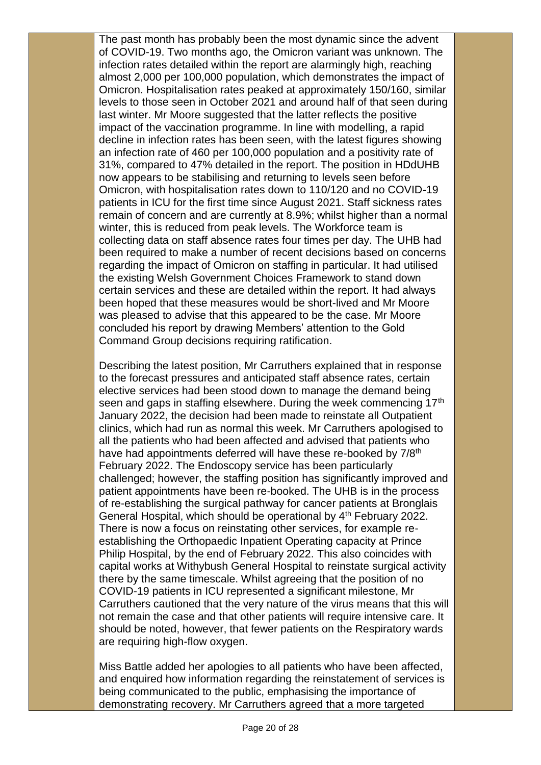The past month has probably been the most dynamic since the advent of COVID-19. Two months ago, the Omicron variant was unknown. The infection rates detailed within the report are alarmingly high, reaching almost 2,000 per 100,000 population, which demonstrates the impact of Omicron. Hospitalisation rates peaked at approximately 150/160, similar levels to those seen in October 2021 and around half of that seen during last winter. Mr Moore suggested that the latter reflects the positive impact of the vaccination programme. In line with modelling, a rapid decline in infection rates has been seen, with the latest figures showing an infection rate of 460 per 100,000 population and a positivity rate of 31%, compared to 47% detailed in the report. The position in HDdUHB now appears to be stabilising and returning to levels seen before Omicron, with hospitalisation rates down to 110/120 and no COVID-19 patients in ICU for the first time since August 2021. Staff sickness rates remain of concern and are currently at 8.9%; whilst higher than a normal winter, this is reduced from peak levels. The Workforce team is collecting data on staff absence rates four times per day. The UHB had been required to make a number of recent decisions based on concerns regarding the impact of Omicron on staffing in particular. It had utilised the existing Welsh Government Choices Framework to stand down certain services and these are detailed within the report. It had always been hoped that these measures would be short-lived and Mr Moore was pleased to advise that this appeared to be the case. Mr Moore concluded his report by drawing Members' attention to the Gold Command Group decisions requiring ratification.

Describing the latest position, Mr Carruthers explained that in response to the forecast pressures and anticipated staff absence rates, certain elective services had been stood down to manage the demand being seen and gaps in staffing elsewhere. During the week commencing 17th January 2022, the decision had been made to reinstate all Outpatient clinics, which had run as normal this week. Mr Carruthers apologised to all the patients who had been affected and advised that patients who have had appointments deferred will have these re-booked by 7/8th February 2022. The Endoscopy service has been particularly challenged; however, the staffing position has significantly improved and patient appointments have been re-booked. The UHB is in the process of re-establishing the surgical pathway for cancer patients at Bronglais General Hospital, which should be operational by 4th February 2022. There is now a focus on reinstating other services, for example re-establishing the Orthopaedic Inpatient Operating capacity at Prince Philip Hospital, by the end of February 2022. This also coincides with capital works at Withybush General Hospital to reinstate surgical activity there by the same timescale. Whilst agreeing that the position of no COVID-19 patients in ICU represented a significant milestone, Mr Carruthers cautioned that the very nature of the virus means that this will not remain the case and that other patients will require intensive care. It should be noted, however, that fewer patients on the Respiratory wards are requiring high-flow oxygen.

Miss Battle added her apologies to all patients who have been affected, and enquired how information regarding the reinstatement of services is being communicated to the public, emphasising the importance of demonstrating recovery. Mr Carruthers agreed that a more targeted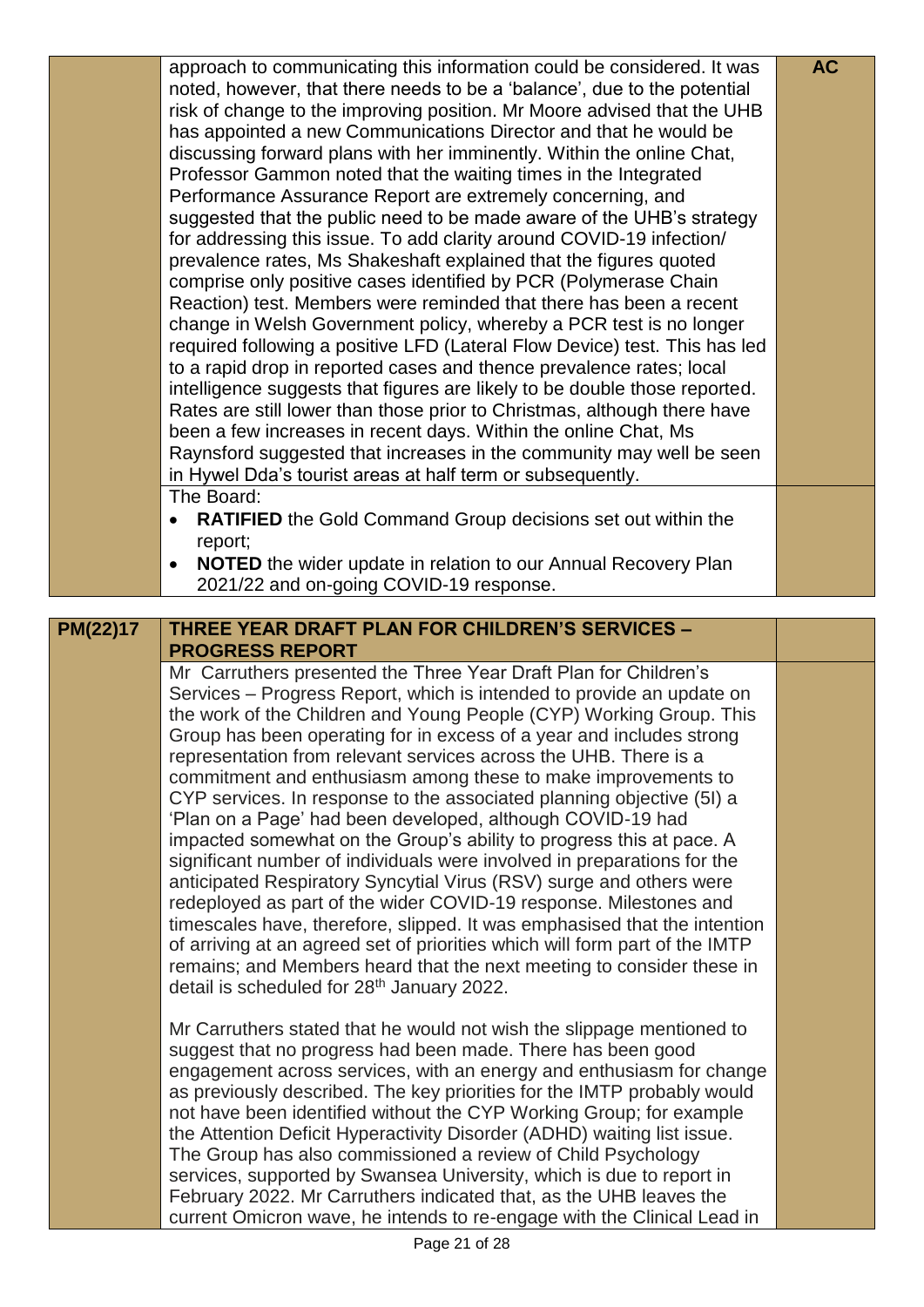| | | |
|---|---|---|
| | approach to communicating this information could be considered. It was noted, however, that there needs to be a 'balance', due to the potential risk of change to the improving position. Mr Moore advised that the UHB has appointed a new Communications Director and that he would be discussing forward plans with her imminently. Within the online Chat, Professor Gammon noted that the waiting times in the Integrated Performance Assurance Report are extremely concerning, and suggested that the public need to be made aware of the UHB's strategy for addressing this issue. To add clarity around COVID-19 infection/ prevalence rates, Ms Shakeshaft explained that the figures quoted comprise only positive cases identified by PCR (Polymerase Chain Reaction) test. Members were reminded that there has been a recent change in Welsh Government policy, whereby a PCR test is no longer required following a positive LFD (Lateral Flow Device) test. This has led to a rapid drop in reported cases and thence prevalence rates; local intelligence suggests that figures are likely to be double those reported. Rates are still lower than those prior to Christmas, although there have been a few increases in recent days. Within the online Chat, Ms Raynsford suggested that increases in the community may well be seen in Hywel Dda's tourist areas at half term or subsequently. | **AC** |
| | The Board:<br>• **RATIFIED** the Gold Command Group decisions set out within the report;<br>• **NOTED** the wider update in relation to our Annual Recovery Plan 2021/22 and on-going COVID-19 response. | |

| | | |
|---|---|---|
| **PM(22)17** | **THREE YEAR DRAFT PLAN FOR CHILDREN'S SERVICES – PROGRESS REPORT** | |
| | Mr Carruthers presented the Three Year Draft Plan for Children's Services – Progress Report, which is intended to provide an update on the work of the Children and Young People (CYP) Working Group. This Group has been operating for in excess of a year and includes strong representation from relevant services across the UHB. There is a commitment and enthusiasm among these to make improvements to CYP services. In response to the associated planning objective (5I) a 'Plan on a Page' had been developed, although COVID-19 had impacted somewhat on the Group's ability to progress this at pace. A significant number of individuals were involved in preparations for the anticipated Respiratory Syncytial Virus (RSV) surge and others were redeployed as part of the wider COVID-19 response. Milestones and timescales have, therefore, slipped. It was emphasised that the intention of arriving at an agreed set of priorities which will form part of the IMTP remains; and Members heard that the next meeting to consider these in detail is scheduled for 28th January 2022.<br><br>Mr Carruthers stated that he would not wish the slippage mentioned to suggest that no progress had been made. There has been good engagement across services, with an energy and enthusiasm for change as previously described. The key priorities for the IMTP probably would not have been identified without the CYP Working Group; for example the Attention Deficit Hyperactivity Disorder (ADHD) waiting list issue. The Group has also commissioned a review of Child Psychology services, supported by Swansea University, which is due to report in February 2022. Mr Carruthers indicated that, as the UHB leaves the current Omicron wave, he intends to re-engage with the Clinical Lead in | |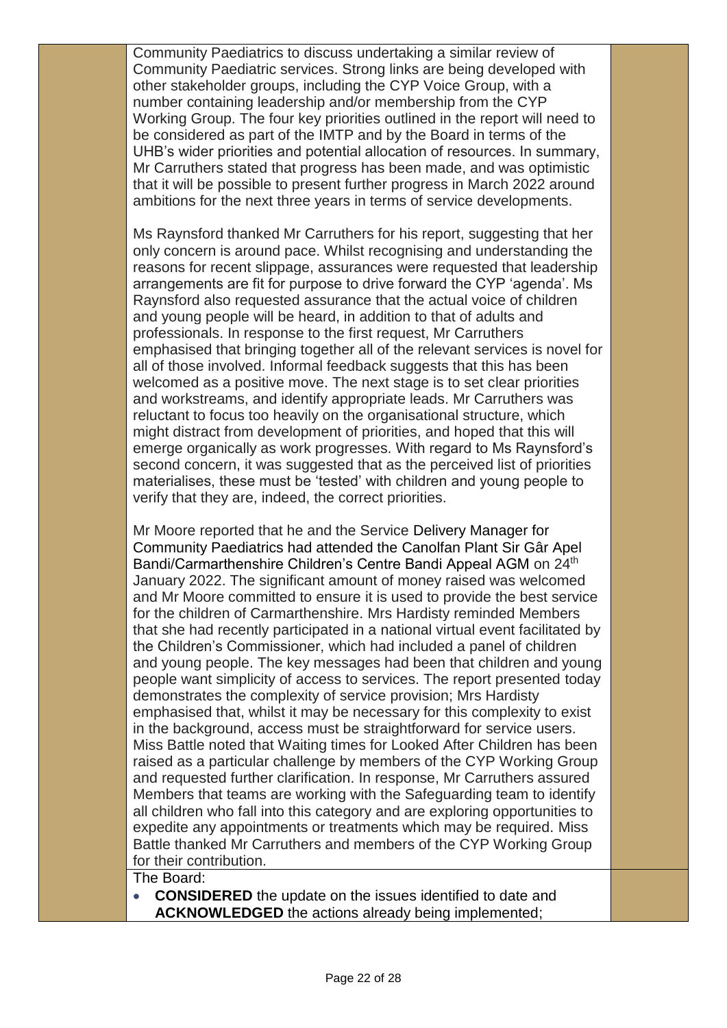Community Paediatrics to discuss undertaking a similar review of Community Paediatric services. Strong links are being developed with other stakeholder groups, including the CYP Voice Group, with a number containing leadership and/or membership from the CYP Working Group. The four key priorities outlined in the report will need to be considered as part of the IMTP and by the Board in terms of the UHB's wider priorities and potential allocation of resources. In summary, Mr Carruthers stated that progress has been made, and was optimistic that it will be possible to present further progress in March 2022 around ambitions for the next three years in terms of service developments.

Ms Raynsford thanked Mr Carruthers for his report, suggesting that her only concern is around pace. Whilst recognising and understanding the reasons for recent slippage, assurances were requested that leadership arrangements are fit for purpose to drive forward the CYP 'agenda'. Ms Raynsford also requested assurance that the actual voice of children and young people will be heard, in addition to that of adults and professionals. In response to the first request, Mr Carruthers emphasised that bringing together all of the relevant services is novel for all of those involved. Informal feedback suggests that this has been welcomed as a positive move. The next stage is to set clear priorities and workstreams, and identify appropriate leads. Mr Carruthers was reluctant to focus too heavily on the organisational structure, which might distract from development of priorities, and hoped that this will emerge organically as work progresses. With regard to Ms Raynsford's second concern, it was suggested that as the perceived list of priorities materialises, these must be 'tested' with children and young people to verify that they are, indeed, the correct priorities.

Mr Moore reported that he and the Service Delivery Manager for Community Paediatrics had attended the Canolfan Plant Sir Gâr Apel Bandi/Carmarthenshire Children's Centre Bandi Appeal AGM on 24th January 2022. The significant amount of money raised was welcomed and Mr Moore committed to ensure it is used to provide the best service for the children of Carmarthenshire. Mrs Hardisty reminded Members that she had recently participated in a national virtual event facilitated by the Children's Commissioner, which had included a panel of children and young people. The key messages had been that children and young people want simplicity of access to services. The report presented today demonstrates the complexity of service provision; Mrs Hardisty emphasised that, whilst it may be necessary for this complexity to exist in the background, access must be straightforward for service users. Miss Battle noted that Waiting times for Looked After Children has been raised as a particular challenge by members of the CYP Working Group and requested further clarification. In response, Mr Carruthers assured Members that teams are working with the Safeguarding team to identify all children who fall into this category and are exploring opportunities to expedite any appointments or treatments which may be required. Miss Battle thanked Mr Carruthers and members of the CYP Working Group for their contribution.

The Board:

- **CONSIDERED** the update on the issues identified to date and **ACKNOWLEDGED** the actions already being implemented;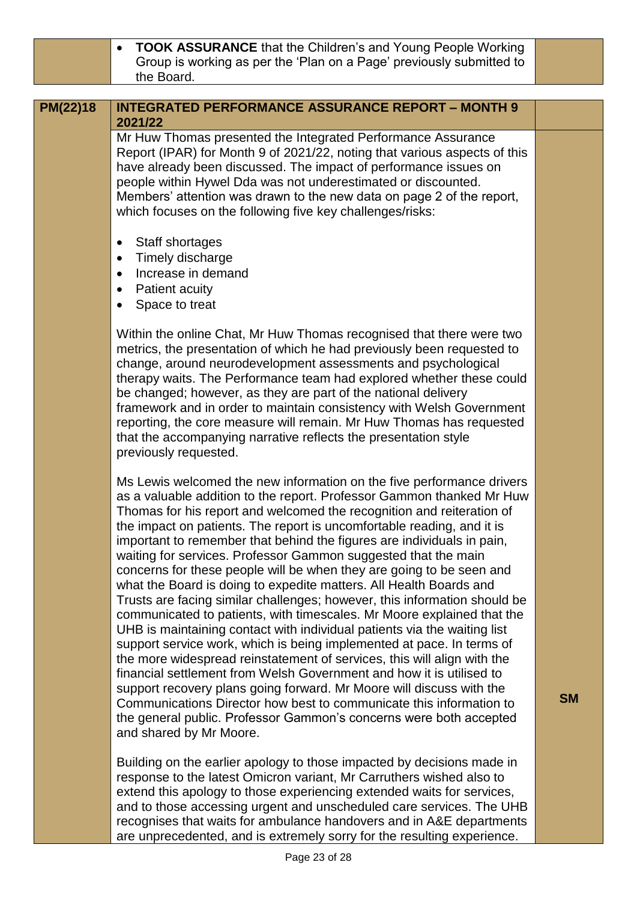| | • **TOOK ASSURANCE** that the Children's and Young People Working Group is working as per the 'Plan on a Page' previously submitted to the Board. | |
|---|---|---|

| **PM(22)18** | **INTEGRATED PERFORMANCE ASSURANCE REPORT – MONTH 9 2021/22** | |
|---|---|---|
| | Mr Huw Thomas presented the Integrated Performance Assurance Report (IPAR) for Month 9 of 2021/22, noting that various aspects of this have already been discussed. The impact of performance issues on people within Hywel Dda was not underestimated or discounted. Members' attention was drawn to the new data on page 2 of the report, which focuses on the following five key challenges/risks:<br><br>• Staff shortages<br>• Timely discharge<br>• Increase in demand<br>• Patient acuity<br>• Space to treat<br><br>Within the online Chat, Mr Huw Thomas recognised that there were two metrics, the presentation of which he had previously been requested to change, around neurodevelopment assessments and psychological therapy waits. The Performance team had explored whether these could be changed; however, as they are part of the national delivery framework and in order to maintain consistency with Welsh Government reporting, the core measure will remain. Mr Huw Thomas has requested that the accompanying narrative reflects the presentation style previously requested.<br><br>Ms Lewis welcomed the new information on the five performance drivers as a valuable addition to the report. Professor Gammon thanked Mr Huw Thomas for his report and welcomed the recognition and reiteration of the impact on patients. The report is uncomfortable reading, and it is important to remember that behind the figures are individuals in pain, waiting for services. Professor Gammon suggested that the main concerns for these people will be when they are going to be seen and what the Board is doing to expedite matters. All Health Boards and Trusts are facing similar challenges; however, this information should be communicated to patients, with timescales. Mr Moore explained that the UHB is maintaining contact with individual patients via the waiting list support service work, which is being implemented at pace. In terms of the more widespread reinstatement of services, this will align with the financial settlement from Welsh Government and how it is utilised to support recovery plans going forward. Mr Moore will discuss with the Communications Director how best to communicate this information to the general public. Professor Gammon's concerns were both accepted and shared by Mr Moore.<br><br>Building on the earlier apology to those impacted by decisions made in response to the latest Omicron variant, Mr Carruthers wished also to extend this apology to those experiencing extended waits for services, and to those accessing urgent and unscheduled care services. The UHB recognises that waits for ambulance handovers and in A&E departments are unprecedented, and is extremely sorry for the resulting experience. | **SM** |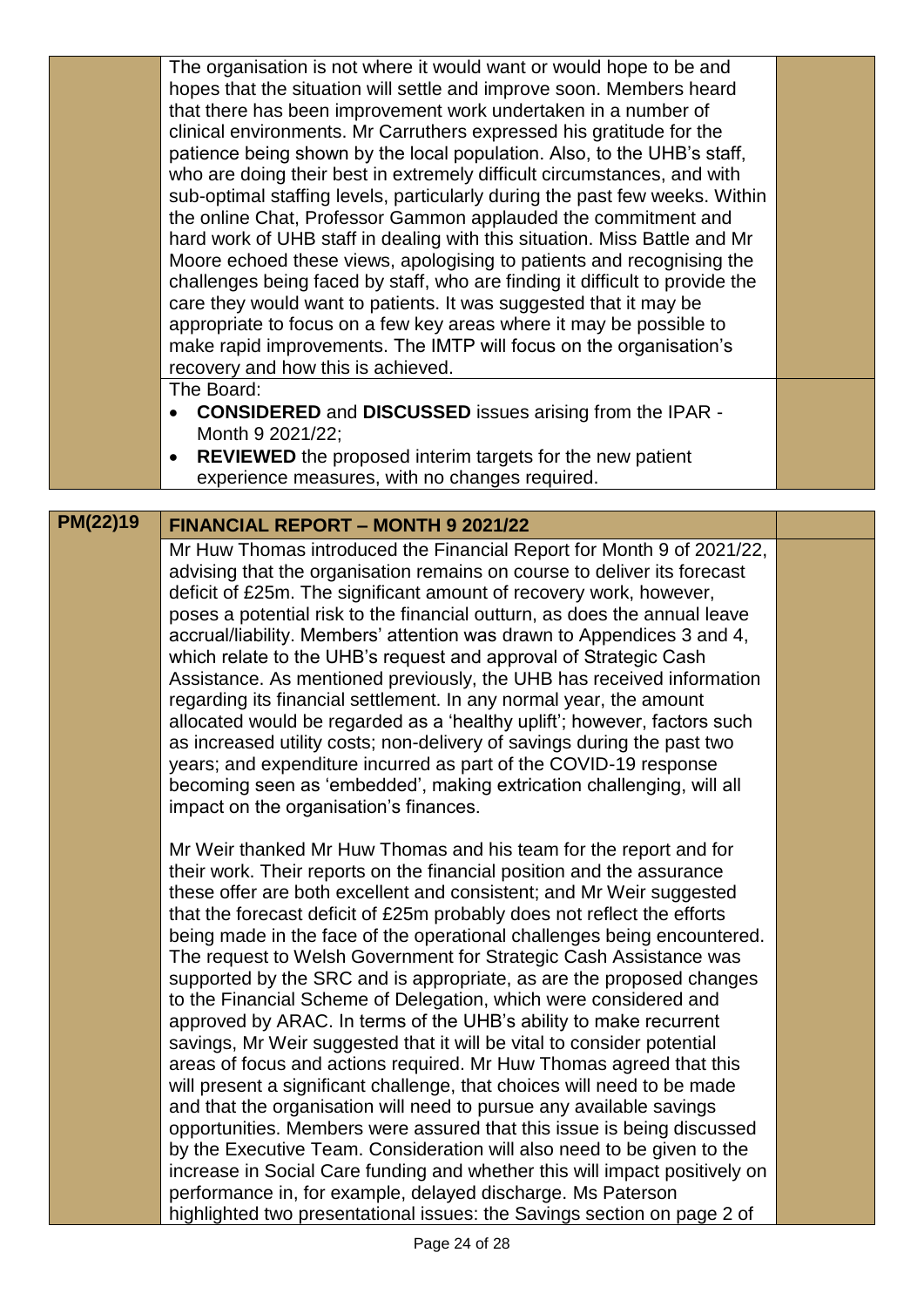| | | |
|---|---|---|
| | The organisation is not where it would want or would hope to be and hopes that the situation will settle and improve soon. Members heard that there has been improvement work undertaken in a number of clinical environments. Mr Carruthers expressed his gratitude for the patience being shown by the local population. Also, to the UHB's staff, who are doing their best in extremely difficult circumstances, and with sub-optimal staffing levels, particularly during the past few weeks. Within the online Chat, Professor Gammon applauded the commitment and hard work of UHB staff in dealing with this situation. Miss Battle and Mr Moore echoed these views, apologising to patients and recognising the challenges being faced by staff, who are finding it difficult to provide the care they would want to patients. It was suggested that it may be appropriate to focus on a few key areas where it may be possible to make rapid improvements. The IMTP will focus on the organisation's recovery and how this is achieved. | |
| | The Board:<br>• **CONSIDERED** and **DISCUSSED** issues arising from the IPAR - Month 9 2021/22;<br>• **REVIEWED** the proposed interim targets for the new patient experience measures, with no changes required. | |

| | | |
|---|---|---|
| **PM(22)19** | **FINANCIAL REPORT – MONTH 9 2021/22** | |
| | Mr Huw Thomas introduced the Financial Report for Month 9 of 2021/22, advising that the organisation remains on course to deliver its forecast deficit of £25m. The significant amount of recovery work, however, poses a potential risk to the financial outturn, as does the annual leave accrual/liability. Members' attention was drawn to Appendices 3 and 4, which relate to the UHB's request and approval of Strategic Cash Assistance. As mentioned previously, the UHB has received information regarding its financial settlement. In any normal year, the amount allocated would be regarded as a 'healthy uplift'; however, factors such as increased utility costs; non-delivery of savings during the past two years; and expenditure incurred as part of the COVID-19 response becoming seen as 'embedded', making extrication challenging, will all impact on the organisation's finances.<br><br>Mr Weir thanked Mr Huw Thomas and his team for the report and for their work. Their reports on the financial position and the assurance these offer are both excellent and consistent; and Mr Weir suggested that the forecast deficit of £25m probably does not reflect the efforts being made in the face of the operational challenges being encountered. The request to Welsh Government for Strategic Cash Assistance was supported by the SRC and is appropriate, as are the proposed changes to the Financial Scheme of Delegation, which were considered and approved by ARAC. In terms of the UHB's ability to make recurrent savings, Mr Weir suggested that it will be vital to consider potential areas of focus and actions required. Mr Huw Thomas agreed that this will present a significant challenge, that choices will need to be made and that the organisation will need to pursue any available savings opportunities. Members were assured that this issue is being discussed by the Executive Team. Consideration will also need to be given to the increase in Social Care funding and whether this will impact positively on performance in, for example, delayed discharge. Ms Paterson highlighted two presentational issues: the Savings section on page 2 of | |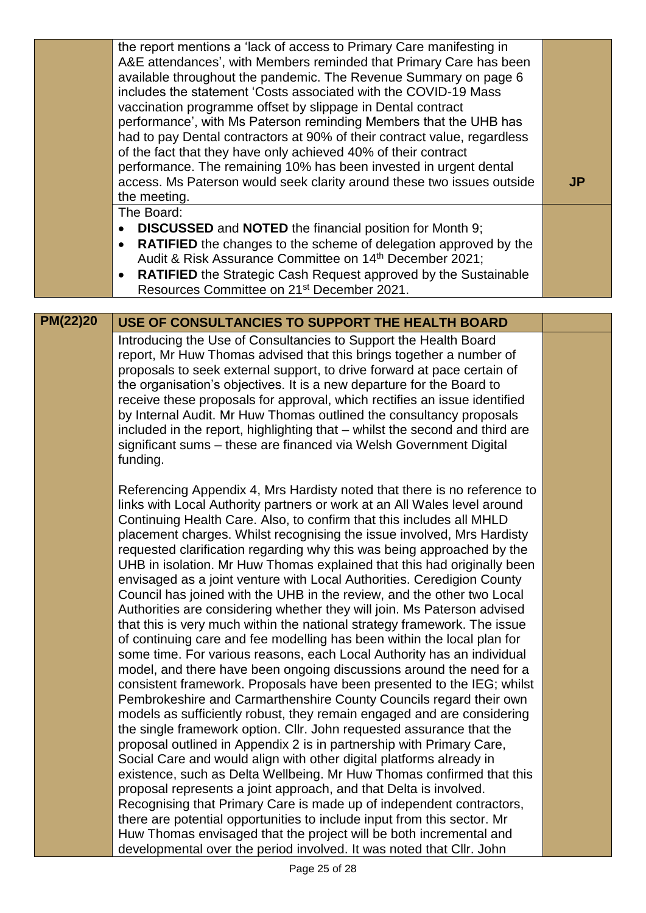| | | |
|---|---|---|
| | the report mentions a 'lack of access to Primary Care manifesting in A&E attendances', with Members reminded that Primary Care has been available throughout the pandemic. The Revenue Summary on page 6 includes the statement 'Costs associated with the COVID-19 Mass vaccination programme offset by slippage in Dental contract performance', with Ms Paterson reminding Members that the UHB has had to pay Dental contractors at 90% of their contract value, regardless of the fact that they have only achieved 40% of their contract performance. The remaining 10% has been invested in urgent dental access. Ms Paterson would seek clarity around these two issues outside the meeting. | **JP** |
| | The Board:<br>• **DISCUSSED** and **NOTED** the financial position for Month 9;<br>• **RATIFIED** the changes to the scheme of delegation approved by the Audit & Risk Assurance Committee on 14th December 2021;<br>• **RATIFIED** the Strategic Cash Request approved by the Sustainable Resources Committee on 21st December 2021. | |

| | | |
|---|---|---|
| **PM(22)20** | **USE OF CONSULTANCIES TO SUPPORT THE HEALTH BOARD** | |
| | Introducing the Use of Consultancies to Support the Health Board report, Mr Huw Thomas advised that this brings together a number of proposals to seek external support, to drive forward at pace certain of the organisation's objectives. It is a new departure for the Board to receive these proposals for approval, which rectifies an issue identified by Internal Audit. Mr Huw Thomas outlined the consultancy proposals included in the report, highlighting that – whilst the second and third are significant sums – these are financed via Welsh Government Digital funding.<br><br>Referencing Appendix 4, Mrs Hardisty noted that there is no reference to links with Local Authority partners or work at an All Wales level around Continuing Health Care. Also, to confirm that this includes all MHLD placement charges. Whilst recognising the issue involved, Mrs Hardisty requested clarification regarding why this was being approached by the UHB in isolation. Mr Huw Thomas explained that this had originally been envisaged as a joint venture with Local Authorities. Ceredigion County Council has joined with the UHB in the review, and the other two Local Authorities are considering whether they will join. Ms Paterson advised that this is very much within the national strategy framework. The issue of continuing care and fee modelling has been within the local plan for some time. For various reasons, each Local Authority has an individual model, and there have been ongoing discussions around the need for a consistent framework. Proposals have been presented to the IEG; whilst Pembrokeshire and Carmarthenshire County Councils regard their own models as sufficiently robust, they remain engaged and are considering the single framework option. Cllr. John requested assurance that the proposal outlined in Appendix 2 is in partnership with Primary Care, Social Care and would align with other digital platforms already in existence, such as Delta Wellbeing. Mr Huw Thomas confirmed that this proposal represents a joint approach, and that Delta is involved. Recognising that Primary Care is made up of independent contractors, there are potential opportunities to include input from this sector. Mr Huw Thomas envisaged that the project will be both incremental and developmental over the period involved. It was noted that Cllr. John | |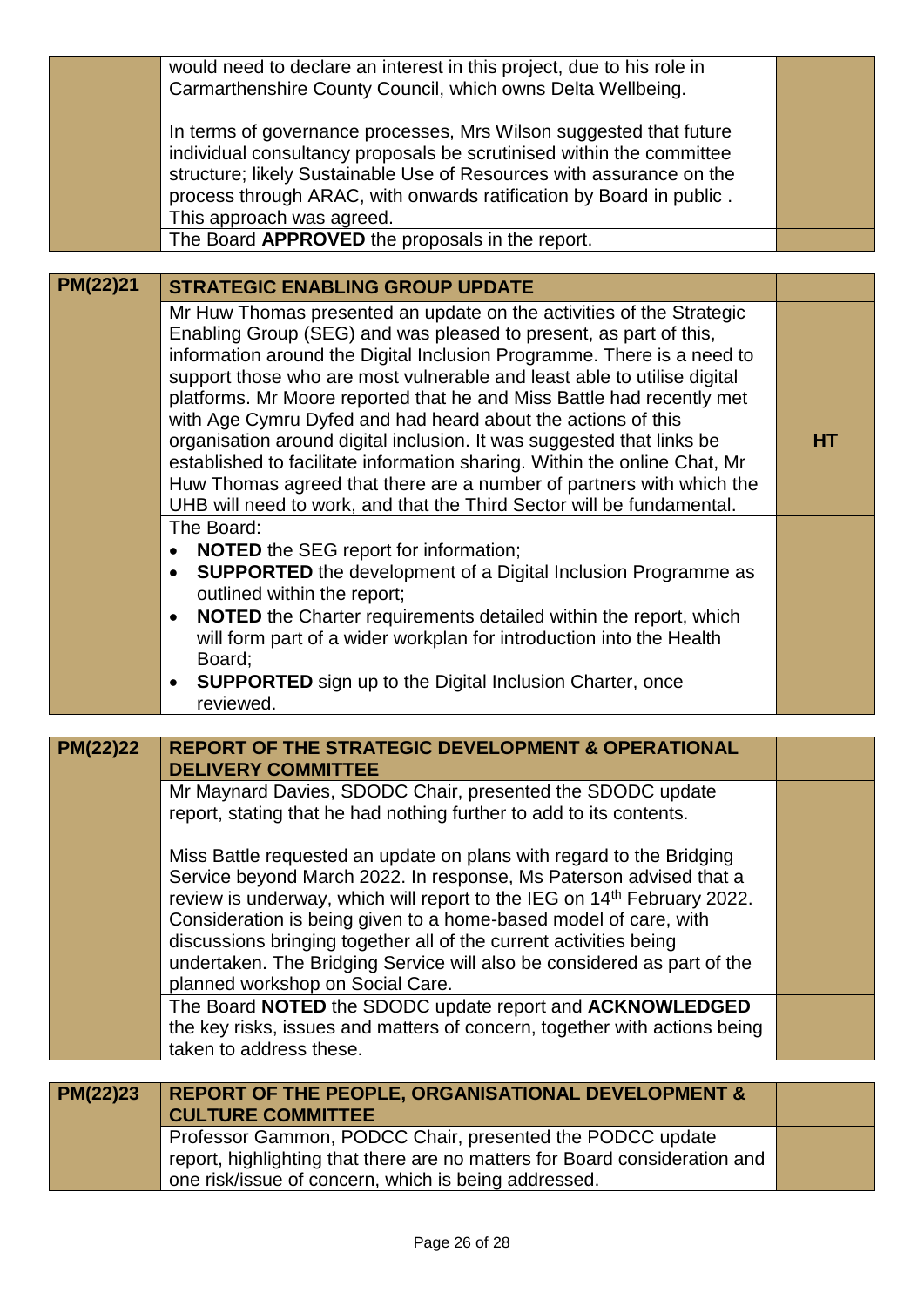| | | |
|---|---|---|
| | would need to declare an interest in this project, due to his role in Carmarthenshire County Council, which owns Delta Wellbeing.<br><br>In terms of governance processes, Mrs Wilson suggested that future individual consultancy proposals be scrutinised within the committee structure; likely Sustainable Use of Resources with assurance on the process through ARAC, with onwards ratification by Board in public . This approach was agreed. | |
| | The Board **APPROVED** the proposals in the report. | |

| | | |
|---|---|---|
| **PM(22)21** | **STRATEGIC ENABLING GROUP UPDATE** | |
| | Mr Huw Thomas presented an update on the activities of the Strategic Enabling Group (SEG) and was pleased to present, as part of this, information around the Digital Inclusion Programme. There is a need to support those who are most vulnerable and least able to utilise digital platforms. Mr Moore reported that he and Miss Battle had recently met with Age Cymru Dyfed and had heard about the actions of this organisation around digital inclusion. It was suggested that links be established to facilitate information sharing. Within the online Chat, Mr Huw Thomas agreed that there are a number of partners with which the UHB will need to work, and that the Third Sector will be fundamental. | **HT** |
| | The Board:<br>• **NOTED** the SEG report for information;<br>• **SUPPORTED** the development of a Digital Inclusion Programme as outlined within the report;<br>• **NOTED** the Charter requirements detailed within the report, which will form part of a wider workplan for introduction into the Health Board;<br>• **SUPPORTED** sign up to the Digital Inclusion Charter, once reviewed. | |

| | | |
|---|---|---|
| **PM(22)22** | **REPORT OF THE STRATEGIC DEVELOPMENT & OPERATIONAL DELIVERY COMMITTEE** | |
| | Mr Maynard Davies, SDODC Chair, presented the SDODC update report, stating that he had nothing further to add to its contents.<br><br>Miss Battle requested an update on plans with regard to the Bridging Service beyond March 2022. In response, Ms Paterson advised that a review is underway, which will report to the IEG on 14th February 2022. Consideration is being given to a home-based model of care, with discussions bringing together all of the current activities being undertaken. The Bridging Service will also be considered as part of the planned workshop on Social Care. | |
| | The Board **NOTED** the SDODC update report and **ACKNOWLEDGED** the key risks, issues and matters of concern, together with actions being taken to address these. | |

| | | |
|---|---|---|
| **PM(22)23** | **REPORT OF THE PEOPLE, ORGANISATIONAL DEVELOPMENT & CULTURE COMMITTEE** | |
| | Professor Gammon, PODCC Chair, presented the PODCC update report, highlighting that there are no matters for Board consideration and one risk/issue of concern, which is being addressed. | |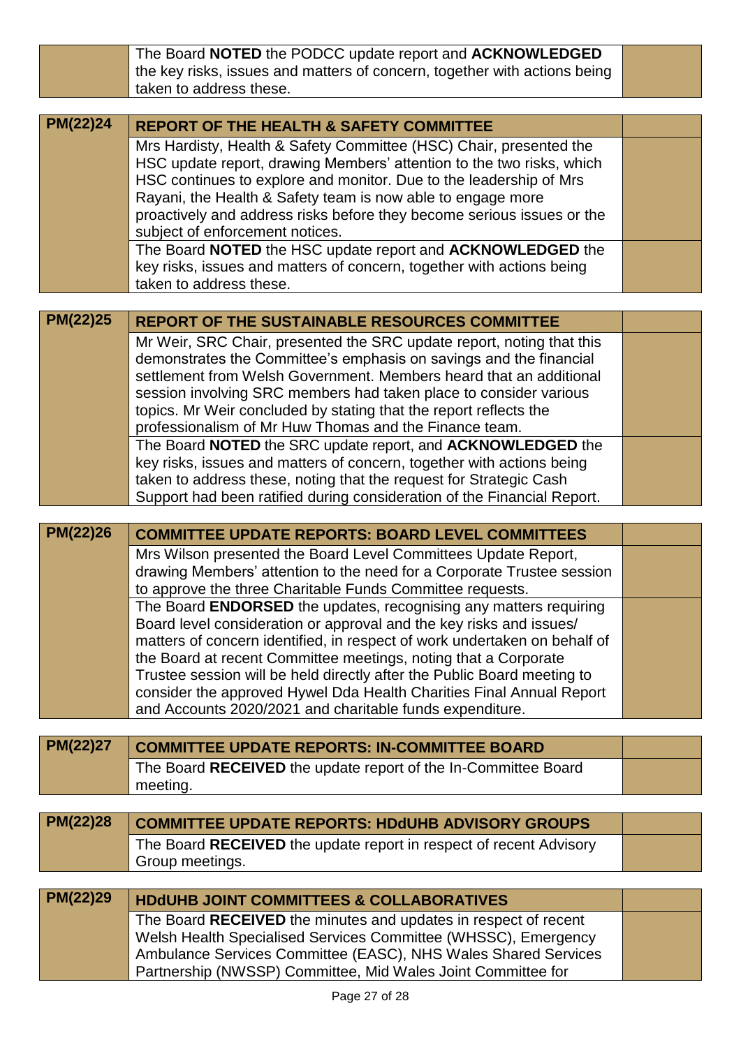| | | |
|---|---|---|
| | The Board **NOTED** the PODCC update report and **ACKNOWLEDGED** the key risks, issues and matters of concern, together with actions being taken to address these. | |

| PM(22)24 | REPORT OF THE HEALTH & SAFETY COMMITTEE | |
|---|---|---|
| | Mrs Hardisty, Health & Safety Committee (HSC) Chair, presented the HSC update report, drawing Members' attention to the two risks, which HSC continues to explore and monitor. Due to the leadership of Mrs Rayani, the Health & Safety team is now able to engage more proactively and address risks before they become serious issues or the subject of enforcement notices. | |
| | The Board **NOTED** the HSC update report and **ACKNOWLEDGED** the key risks, issues and matters of concern, together with actions being taken to address these. | |

| PM(22)25 | REPORT OF THE SUSTAINABLE RESOURCES COMMITTEE | |
|---|---|---|
| | Mr Weir, SRC Chair, presented the SRC update report, noting that this demonstrates the Committee's emphasis on savings and the financial settlement from Welsh Government. Members heard that an additional session involving SRC members had taken place to consider various topics. Mr Weir concluded by stating that the report reflects the professionalism of Mr Huw Thomas and the Finance team. | |
| | The Board **NOTED** the SRC update report, and **ACKNOWLEDGED** the key risks, issues and matters of concern, together with actions being taken to address these, noting that the request for Strategic Cash Support had been ratified during consideration of the Financial Report. | |

| PM(22)26 | COMMITTEE UPDATE REPORTS: BOARD LEVEL COMMITTEES | |
|---|---|---|
| | Mrs Wilson presented the Board Level Committees Update Report, drawing Members' attention to the need for a Corporate Trustee session to approve the three Charitable Funds Committee requests. | |
| | The Board **ENDORSED** the updates, recognising any matters requiring Board level consideration or approval and the key risks and issues/ matters of concern identified, in respect of work undertaken on behalf of the Board at recent Committee meetings, noting that a Corporate Trustee session will be held directly after the Public Board meeting to consider the approved Hywel Dda Health Charities Final Annual Report and Accounts 2020/2021 and charitable funds expenditure. | |

| PM(22)27 | COMMITTEE UPDATE REPORTS: IN-COMMITTEE BOARD | |
|---|---|---|
| | The Board **RECEIVED** the update report of the In-Committee Board meeting. | |

| PM(22)28 | COMMITTEE UPDATE REPORTS: HDdUHB ADVISORY GROUPS | |
|---|---|---|
| | The Board **RECEIVED** the update report in respect of recent Advisory Group meetings. | |

| PM(22)29 | HDdUHB JOINT COMMITTEES & COLLABORATIVES | |
|---|---|---|
| | The Board **RECEIVED** the minutes and updates in respect of recent Welsh Health Specialised Services Committee (WHSSC), Emergency Ambulance Services Committee (EASC), NHS Wales Shared Services Partnership (NWSSP) Committee, Mid Wales Joint Committee for | |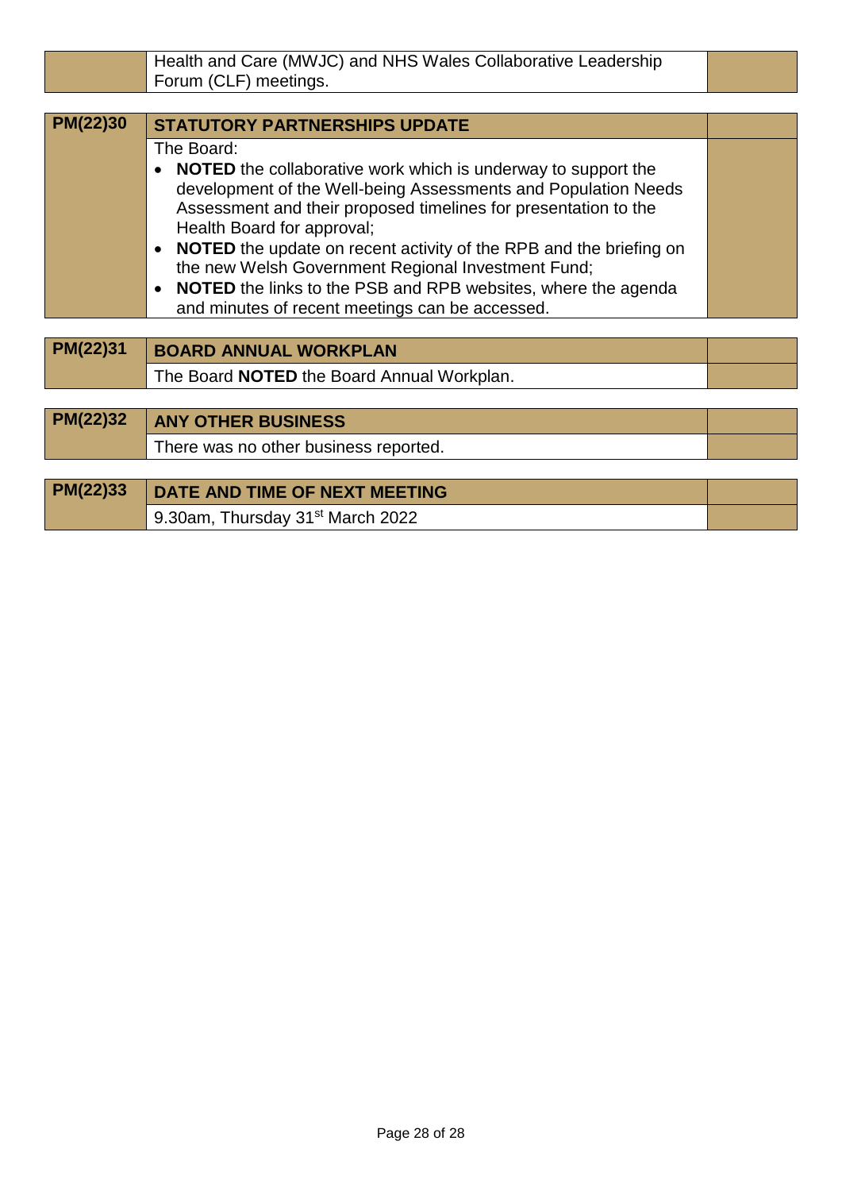| | | |
|---|---|---|
| | Health and Care (MWJC) and NHS Wales Collaborative Leadership Forum (CLF) meetings. | |

| | | |
|---|---|---|
| **PM(22)30** | **STATUTORY PARTNERSHIPS UPDATE** | |
| | The Board:<br>• **NOTED** the collaborative work which is underway to support the development of the Well-being Assessments and Population Needs Assessment and their proposed timelines for presentation to the Health Board for approval;<br>• **NOTED** the update on recent activity of the RPB and the briefing on the new Welsh Government Regional Investment Fund;<br>• **NOTED** the links to the PSB and RPB websites, where the agenda and minutes of recent meetings can be accessed. | |

| | | |
|---|---|---|
| **PM(22)31** | **BOARD ANNUAL WORKPLAN** | |
| | The Board **NOTED** the Board Annual Workplan. | |

| | | |
|---|---|---|
| **PM(22)32** | **ANY OTHER BUSINESS** | |
| | There was no other business reported. | |

| | | |
|---|---|---|
| **PM(22)33** | **DATE AND TIME OF NEXT MEETING** | |
| | 9.30am, Thursday 31st March 2022 | |